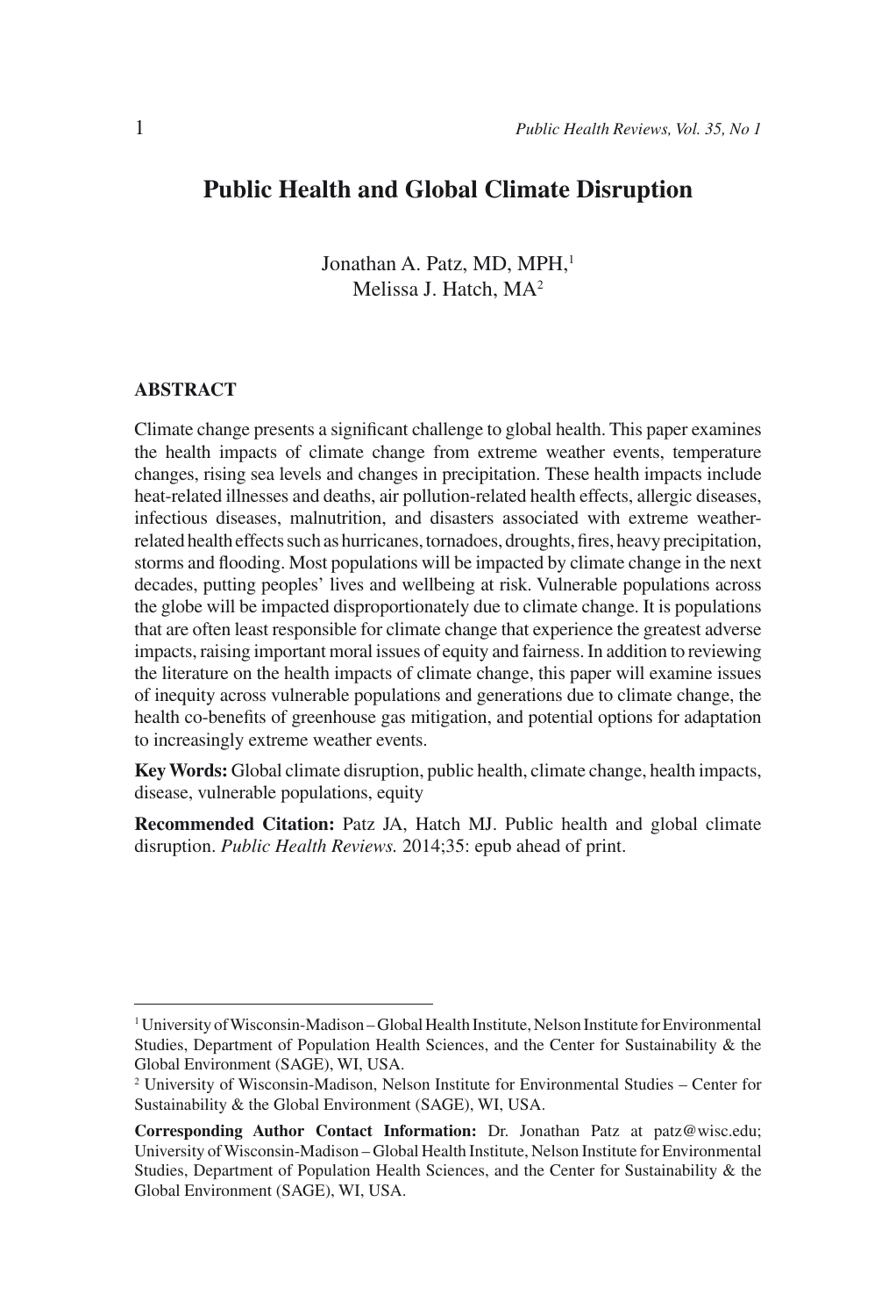# Public Health and Global Climate Disruption

Jonathan A. Patz, MD, MPH,[1]
Melissa J. Hatch, MA[2]

## ABSTRACT

Climate change presents a significant challenge to global health. This paper examines the health impacts of climate change from extreme weather events, temperature changes, rising sea levels and changes in precipitation. These health impacts include heat-related illnesses and deaths, air pollution-related health effects, allergic diseases, infectious diseases, malnutrition, and disasters associated with extreme weather-related health effects such as hurricanes, tornadoes, droughts, fires, heavy precipitation, storms and flooding. Most populations will be impacted by climate change in the next decades, putting peoples' lives and wellbeing at risk. Vulnerable populations across the globe will be impacted disproportionately due to climate change. It is populations that are often least responsible for climate change that experience the greatest adverse impacts, raising important moral issues of equity and fairness. In addition to reviewing the literature on the health impacts of climate change, this paper will examine issues of inequity across vulnerable populations and generations due to climate change, the health co-benefits of greenhouse gas mitigation, and potential options for adaptation to increasingly extreme weather events.

**Key Words:** Global climate disruption, public health, climate change, health impacts, disease, vulnerable populations, equity

**Recommended Citation:** Patz JA, Hatch MJ. Public health and global climate disruption. *Public Health Reviews.* 2014;35: epub ahead of print.

---

[1] University of Wisconsin-Madison – Global Health Institute, Nelson Institute for Environmental Studies, Department of Population Health Sciences, and the Center for Sustainability & the Global Environment (SAGE), WI, USA.

[2] University of Wisconsin-Madison, Nelson Institute for Environmental Studies – Center for Sustainability & the Global Environment (SAGE), WI, USA.

**Corresponding Author Contact Information:** Dr. Jonathan Patz at patz@wisc.edu; University of Wisconsin-Madison – Global Health Institute, Nelson Institute for Environmental Studies, Department of Population Health Sciences, and the Center for Sustainability & the Global Environment (SAGE), WI, USA.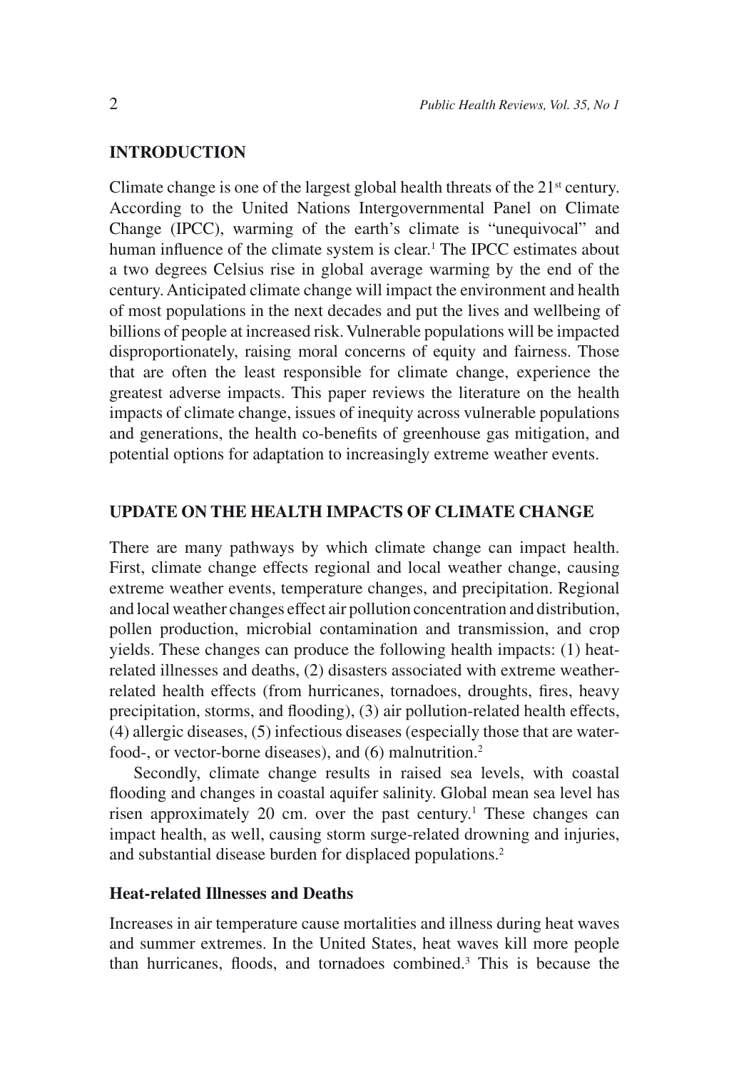## INTRODUCTION

Climate change is one of the largest global health threats of the 21st century. According to the United Nations Intergovernmental Panel on Climate Change (IPCC), warming of the earth's climate is "unequivocal" and human influence of the climate system is clear.[1] The IPCC estimates about a two degrees Celsius rise in global average warming by the end of the century. Anticipated climate change will impact the environment and health of most populations in the next decades and put the lives and wellbeing of billions of people at increased risk. Vulnerable populations will be impacted disproportionately, raising moral concerns of equity and fairness. Those that are often the least responsible for climate change, experience the greatest adverse impacts. This paper reviews the literature on the health impacts of climate change, issues of inequity across vulnerable populations and generations, the health co-benefits of greenhouse gas mitigation, and potential options for adaptation to increasingly extreme weather events.

## UPDATE ON THE HEALTH IMPACTS OF CLIMATE CHANGE

There are many pathways by which climate change can impact health. First, climate change effects regional and local weather change, causing extreme weather events, temperature changes, and precipitation. Regional and local weather changes effect air pollution concentration and distribution, pollen production, microbial contamination and transmission, and crop yields. These changes can produce the following health impacts: (1) heat-related illnesses and deaths, (2) disasters associated with extreme weather-related health effects (from hurricanes, tornadoes, droughts, fires, heavy precipitation, storms, and flooding), (3) air pollution-related health effects, (4) allergic diseases, (5) infectious diseases (especially those that are water-food-, or vector-borne diseases), and (6) malnutrition.[2]

Secondly, climate change results in raised sea levels, with coastal flooding and changes in coastal aquifer salinity. Global mean sea level has risen approximately 20 cm. over the past century.[1] These changes can impact health, as well, causing storm surge-related drowning and injuries, and substantial disease burden for displaced populations.[2]

### Heat-related Illnesses and Deaths

Increases in air temperature cause mortalities and illness during heat waves and summer extremes. In the United States, heat waves kill more people than hurricanes, floods, and tornadoes combined.[3] This is because the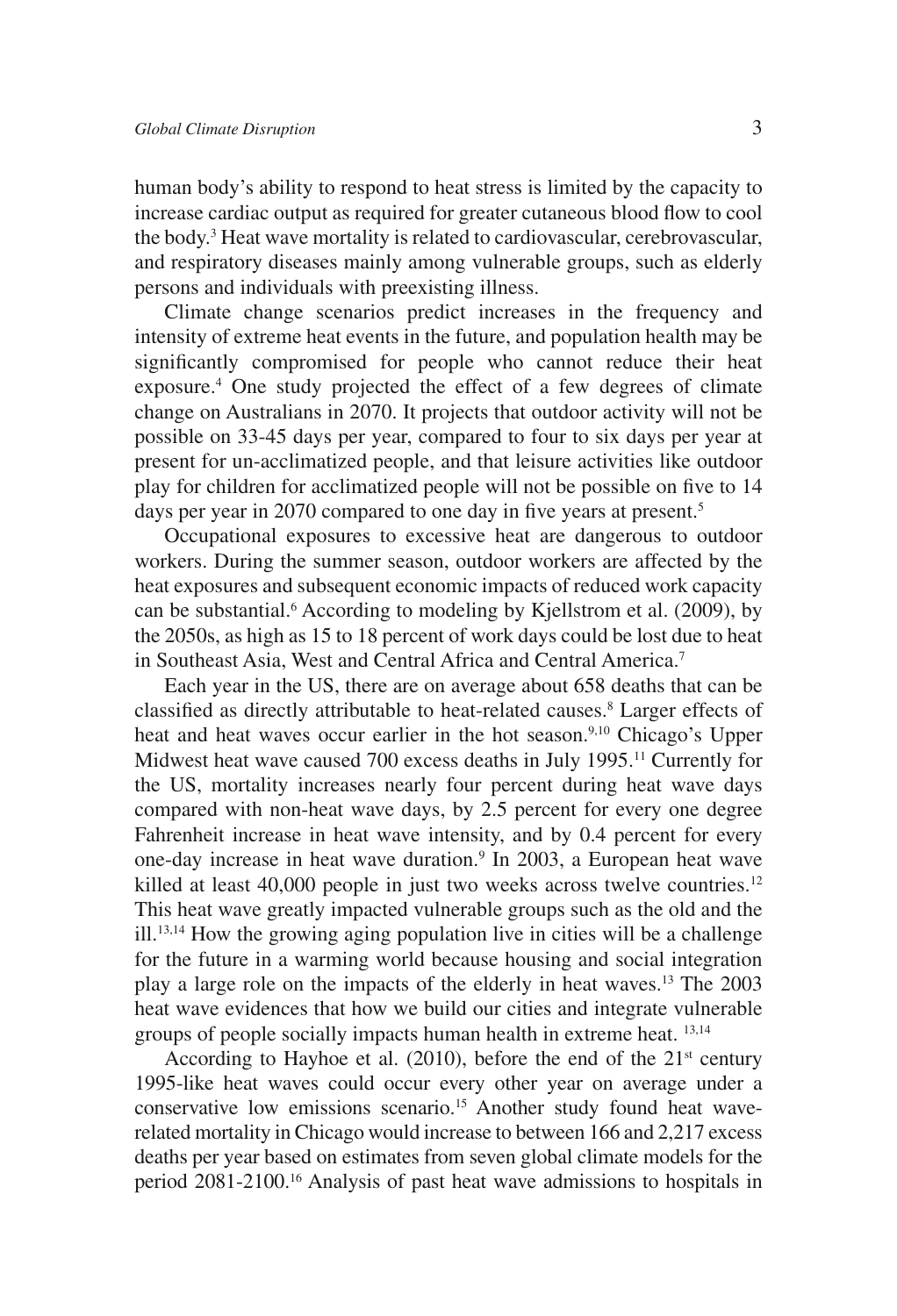human body's ability to respond to heat stress is limited by the capacity to increase cardiac output as required for greater cutaneous blood flow to cool the body.[3] Heat wave mortality is related to cardiovascular, cerebrovascular, and respiratory diseases mainly among vulnerable groups, such as elderly persons and individuals with preexisting illness.

Climate change scenarios predict increases in the frequency and intensity of extreme heat events in the future, and population health may be significantly compromised for people who cannot reduce their heat exposure.[4] One study projected the effect of a few degrees of climate change on Australians in 2070. It projects that outdoor activity will not be possible on 33-45 days per year, compared to four to six days per year at present for un-acclimatized people, and that leisure activities like outdoor play for children for acclimatized people will not be possible on five to 14 days per year in 2070 compared to one day in five years at present.[5]

Occupational exposures to excessive heat are dangerous to outdoor workers. During the summer season, outdoor workers are affected by the heat exposures and subsequent economic impacts of reduced work capacity can be substantial.[6] According to modeling by Kjellstrom et al. (2009), by the 2050s, as high as 15 to 18 percent of work days could be lost due to heat in Southeast Asia, West and Central Africa and Central America.[7]

Each year in the US, there are on average about 658 deaths that can be classified as directly attributable to heat-related causes.[8] Larger effects of heat and heat waves occur earlier in the hot season.[9,10] Chicago's Upper Midwest heat wave caused 700 excess deaths in July 1995.[11] Currently for the US, mortality increases nearly four percent during heat wave days compared with non-heat wave days, by 2.5 percent for every one degree Fahrenheit increase in heat wave intensity, and by 0.4 percent for every one-day increase in heat wave duration.[9] In 2003, a European heat wave killed at least 40,000 people in just two weeks across twelve countries.[12] This heat wave greatly impacted vulnerable groups such as the old and the ill.[13,14] How the growing aging population live in cities will be a challenge for the future in a warming world because housing and social integration play a large role on the impacts of the elderly in heat waves.[13] The 2003 heat wave evidences that how we build our cities and integrate vulnerable groups of people socially impacts human health in extreme heat. [13,14]

According to Hayhoe et al. (2010), before the end of the 21st century 1995-like heat waves could occur every other year on average under a conservative low emissions scenario.[15] Another study found heat wave-related mortality in Chicago would increase to between 166 and 2,217 excess deaths per year based on estimates from seven global climate models for the period 2081-2100.[16] Analysis of past heat wave admissions to hospitals in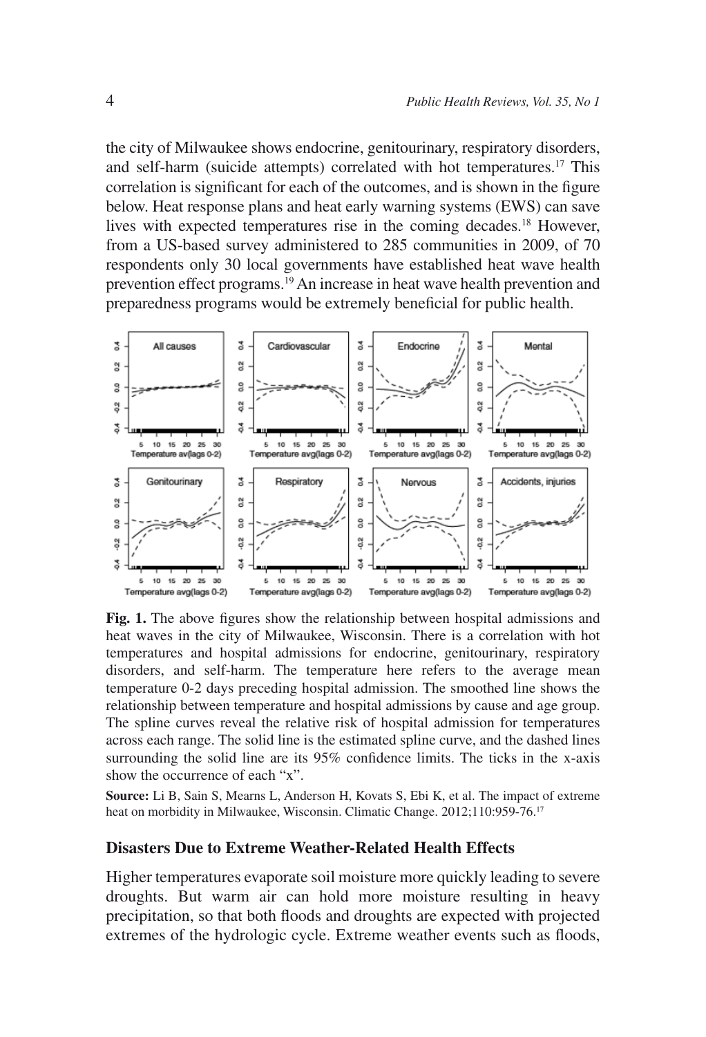the city of Milwaukee shows endocrine, genitourinary, respiratory disorders, and self-harm (suicide attempts) correlated with hot temperatures.[17] This correlation is significant for each of the outcomes, and is shown in the figure below. Heat response plans and heat early warning systems (EWS) can save lives with expected temperatures rise in the coming decades.[18] However, from a US-based survey administered to 285 communities in 2009, of 70 respondents only 30 local governments have established heat wave health prevention effect programs.[19] An increase in heat wave health prevention and preparedness programs would be extremely beneficial for public health.

**Fig. 1.** The above figures show the relationship between hospital admissions and heat waves in the city of Milwaukee, Wisconsin. There is a correlation with hot temperatures and hospital admissions for endocrine, genitourinary, respiratory disorders, and self-harm. The temperature here refers to the average mean temperature 0-2 days preceding hospital admission. The smoothed line shows the relationship between temperature and hospital admissions by cause and age group. The spline curves reveal the relative risk of hospital admission for temperatures across each range. The solid line is the estimated spline curve, and the dashed lines surrounding the solid line are its 95% confidence limits. The ticks in the x-axis show the occurrence of each "x".

**Source:** Li B, Sain S, Mearns L, Anderson H, Kovats S, Ebi K, et al. The impact of extreme heat on morbidity in Milwaukee, Wisconsin. Climatic Change. 2012;110:959-76.[17]

## Disasters Due to Extreme Weather-Related Health Effects

Higher temperatures evaporate soil moisture more quickly leading to severe droughts. But warm air can hold more moisture resulting in heavy precipitation, so that both floods and droughts are expected with projected extremes of the hydrologic cycle. Extreme weather events such as floods,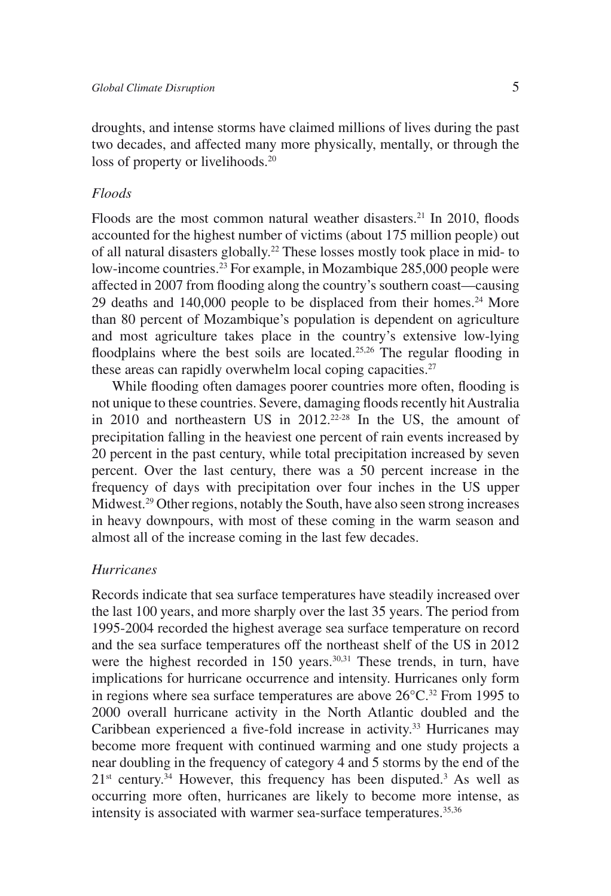droughts, and intense storms have claimed millions of lives during the past two decades, and affected many more physically, mentally, or through the loss of property or livelihoods.[20]

### *Floods*

Floods are the most common natural weather disasters.[21] In 2010, floods accounted for the highest number of victims (about 175 million people) out of all natural disasters globally.[22] These losses mostly took place in mid- to low-income countries.[23] For example, in Mozambique 285,000 people were affected in 2007 from flooding along the country's southern coast—causing 29 deaths and 140,000 people to be displaced from their homes.[24] More than 80 percent of Mozambique's population is dependent on agriculture and most agriculture takes place in the country's extensive low-lying floodplains where the best soils are located.[25,26] The regular flooding in these areas can rapidly overwhelm local coping capacities.[27]

While flooding often damages poorer countries more often, flooding is not unique to these countries. Severe, damaging floods recently hit Australia in 2010 and northeastern US in 2012.[22-28] In the US, the amount of precipitation falling in the heaviest one percent of rain events increased by 20 percent in the past century, while total precipitation increased by seven percent. Over the last century, there was a 50 percent increase in the frequency of days with precipitation over four inches in the US upper Midwest.[29] Other regions, notably the South, have also seen strong increases in heavy downpours, with most of these coming in the warm season and almost all of the increase coming in the last few decades.

### *Hurricanes*

Records indicate that sea surface temperatures have steadily increased over the last 100 years, and more sharply over the last 35 years. The period from 1995-2004 recorded the highest average sea surface temperature on record and the sea surface temperatures off the northeast shelf of the US in 2012 were the highest recorded in 150 years.[30,31] These trends, in turn, have implications for hurricane occurrence and intensity. Hurricanes only form in regions where sea surface temperatures are above 26°C.[32] From 1995 to 2000 overall hurricane activity in the North Atlantic doubled and the Caribbean experienced a five-fold increase in activity.[33] Hurricanes may become more frequent with continued warming and one study projects a near doubling in the frequency of category 4 and 5 storms by the end of the 21st century.[34] However, this frequency has been disputed.[3] As well as occurring more often, hurricanes are likely to become more intense, as intensity is associated with warmer sea-surface temperatures.[35,36]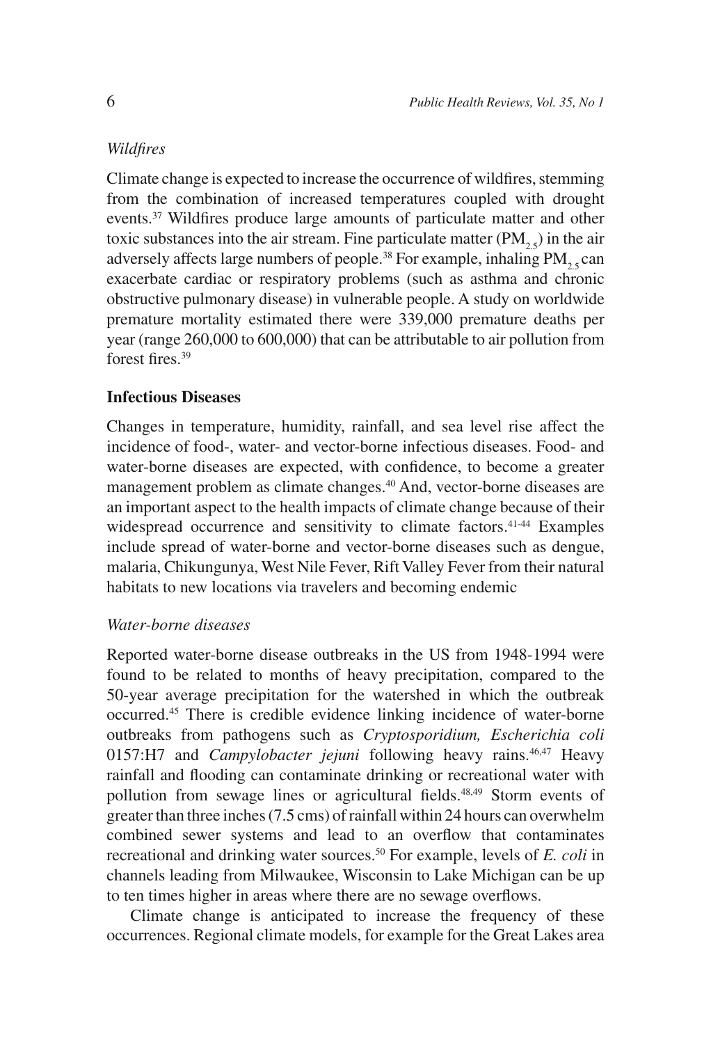*Wildfires*

Climate change is expected to increase the occurrence of wildfires, stemming from the combination of increased temperatures coupled with drought events.[37] Wildfires produce large amounts of particulate matter and other toxic substances into the air stream. Fine particulate matter ($PM_{2.5}$) in the air adversely affects large numbers of people.[38] For example, inhaling $PM_{2.5}$ can exacerbate cardiac or respiratory problems (such as asthma and chronic obstructive pulmonary disease) in vulnerable people. A study on worldwide premature mortality estimated there were 339,000 premature deaths per year (range 260,000 to 600,000) that can be attributable to air pollution from forest fires.[39]

## Infectious Diseases

Changes in temperature, humidity, rainfall, and sea level rise affect the incidence of food-, water- and vector-borne infectious diseases. Food- and water-borne diseases are expected, with confidence, to become a greater management problem as climate changes.[40] And, vector-borne diseases are an important aspect to the health impacts of climate change because of their widespread occurrence and sensitivity to climate factors.[41-44] Examples include spread of water-borne and vector-borne diseases such as dengue, malaria, Chikungunya, West Nile Fever, Rift Valley Fever from their natural habitats to new locations via travelers and becoming endemic

*Water-borne diseases*

Reported water-borne disease outbreaks in the US from 1948-1994 were found to be related to months of heavy precipitation, compared to the 50-year average precipitation for the watershed in which the outbreak occurred.[45] There is credible evidence linking incidence of water-borne outbreaks from pathogens such as *Cryptosporidium, Escherichia coli* 0157:H7 and *Campylobacter jejuni* following heavy rains.[46,47] Heavy rainfall and flooding can contaminate drinking or recreational water with pollution from sewage lines or agricultural fields.[48,49] Storm events of greater than three inches (7.5 cms) of rainfall within 24 hours can overwhelm combined sewer systems and lead to an overflow that contaminates recreational and drinking water sources.[50] For example, levels of *E. coli* in channels leading from Milwaukee, Wisconsin to Lake Michigan can be up to ten times higher in areas where there are no sewage overflows.

Climate change is anticipated to increase the frequency of these occurrences. Regional climate models, for example for the Great Lakes area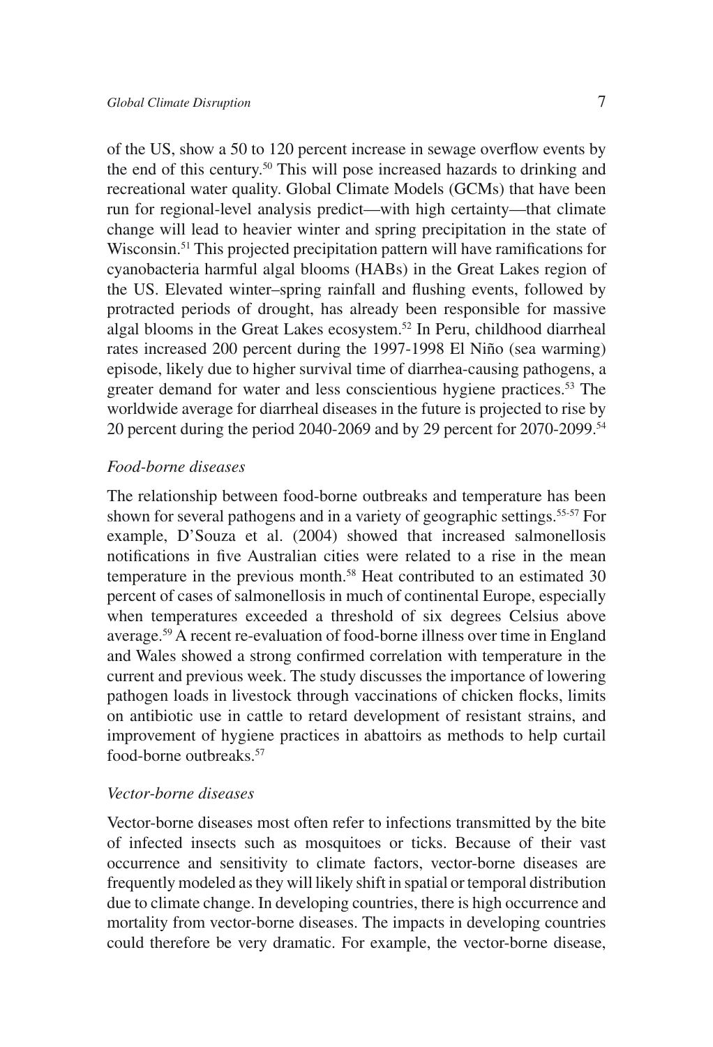of the US, show a 50 to 120 percent increase in sewage overflow events by the end of this century.[50] This will pose increased hazards to drinking and recreational water quality. Global Climate Models (GCMs) that have been run for regional-level analysis predict—with high certainty—that climate change will lead to heavier winter and spring precipitation in the state of Wisconsin.[51] This projected precipitation pattern will have ramifications for cyanobacteria harmful algal blooms (HABs) in the Great Lakes region of the US. Elevated winter–spring rainfall and flushing events, followed by protracted periods of drought, has already been responsible for massive algal blooms in the Great Lakes ecosystem.[52] In Peru, childhood diarrheal rates increased 200 percent during the 1997-1998 El Niño (sea warming) episode, likely due to higher survival time of diarrhea-causing pathogens, a greater demand for water and less conscientious hygiene practices.[53] The worldwide average for diarrheal diseases in the future is projected to rise by 20 percent during the period 2040-2069 and by 29 percent for 2070-2099.[54]

*Food-borne diseases*

The relationship between food-borne outbreaks and temperature has been shown for several pathogens and in a variety of geographic settings.[55-57] For example, D'Souza et al. (2004) showed that increased salmonellosis notifications in five Australian cities were related to a rise in the mean temperature in the previous month.[58] Heat contributed to an estimated 30 percent of cases of salmonellosis in much of continental Europe, especially when temperatures exceeded a threshold of six degrees Celsius above average.[59] A recent re-evaluation of food-borne illness over time in England and Wales showed a strong confirmed correlation with temperature in the current and previous week. The study discusses the importance of lowering pathogen loads in livestock through vaccinations of chicken flocks, limits on antibiotic use in cattle to retard development of resistant strains, and improvement of hygiene practices in abattoirs as methods to help curtail food-borne outbreaks.[57]

*Vector-borne diseases*

Vector-borne diseases most often refer to infections transmitted by the bite of infected insects such as mosquitoes or ticks. Because of their vast occurrence and sensitivity to climate factors, vector-borne diseases are frequently modeled as they will likely shift in spatial or temporal distribution due to climate change. In developing countries, there is high occurrence and mortality from vector-borne diseases. The impacts in developing countries could therefore be very dramatic. For example, the vector-borne disease,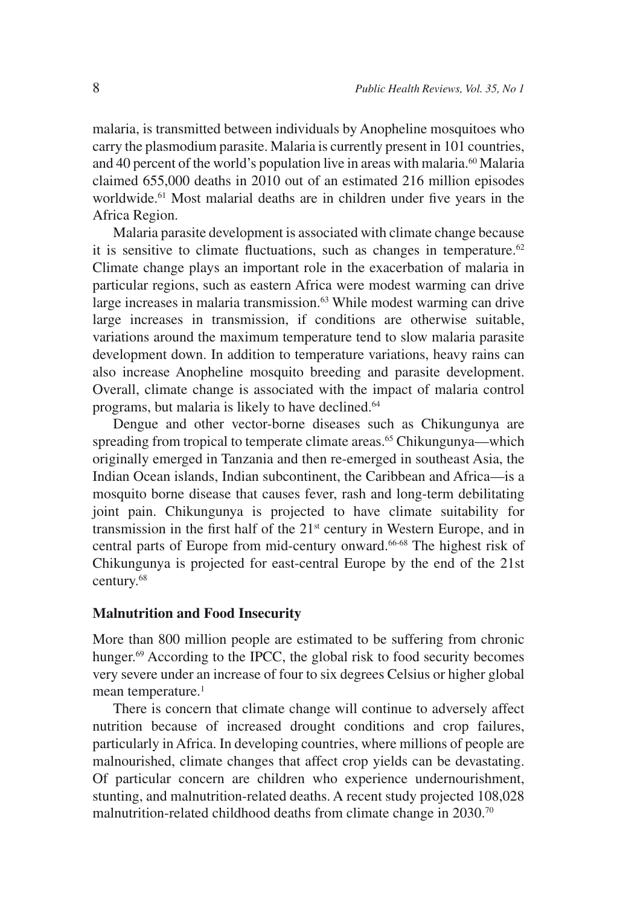malaria, is transmitted between individuals by Anopheline mosquitoes who carry the plasmodium parasite. Malaria is currently present in 101 countries, and 40 percent of the world's population live in areas with malaria.[60] Malaria claimed 655,000 deaths in 2010 out of an estimated 216 million episodes worldwide.[61] Most malarial deaths are in children under five years in the Africa Region.

Malaria parasite development is associated with climate change because it is sensitive to climate fluctuations, such as changes in temperature.[62] Climate change plays an important role in the exacerbation of malaria in particular regions, such as eastern Africa were modest warming can drive large increases in malaria transmission.[63] While modest warming can drive large increases in transmission, if conditions are otherwise suitable, variations around the maximum temperature tend to slow malaria parasite development down. In addition to temperature variations, heavy rains can also increase Anopheline mosquito breeding and parasite development. Overall, climate change is associated with the impact of malaria control programs, but malaria is likely to have declined.[64]

Dengue and other vector-borne diseases such as Chikungunya are spreading from tropical to temperate climate areas.[65] Chikungunya—which originally emerged in Tanzania and then re-emerged in southeast Asia, the Indian Ocean islands, Indian subcontinent, the Caribbean and Africa—is a mosquito borne disease that causes fever, rash and long-term debilitating joint pain. Chikungunya is projected to have climate suitability for transmission in the first half of the 21st century in Western Europe, and in central parts of Europe from mid-century onward.[66-68] The highest risk of Chikungunya is projected for east-central Europe by the end of the 21st century.[68]

## Malnutrition and Food Insecurity

More than 800 million people are estimated to be suffering from chronic hunger.[69] According to the IPCC, the global risk to food security becomes very severe under an increase of four to six degrees Celsius or higher global mean temperature.[1]

There is concern that climate change will continue to adversely affect nutrition because of increased drought conditions and crop failures, particularly in Africa. In developing countries, where millions of people are malnourished, climate changes that affect crop yields can be devastating. Of particular concern are children who experience undernourishment, stunting, and malnutrition-related deaths. A recent study projected 108,028 malnutrition-related childhood deaths from climate change in 2030.[70]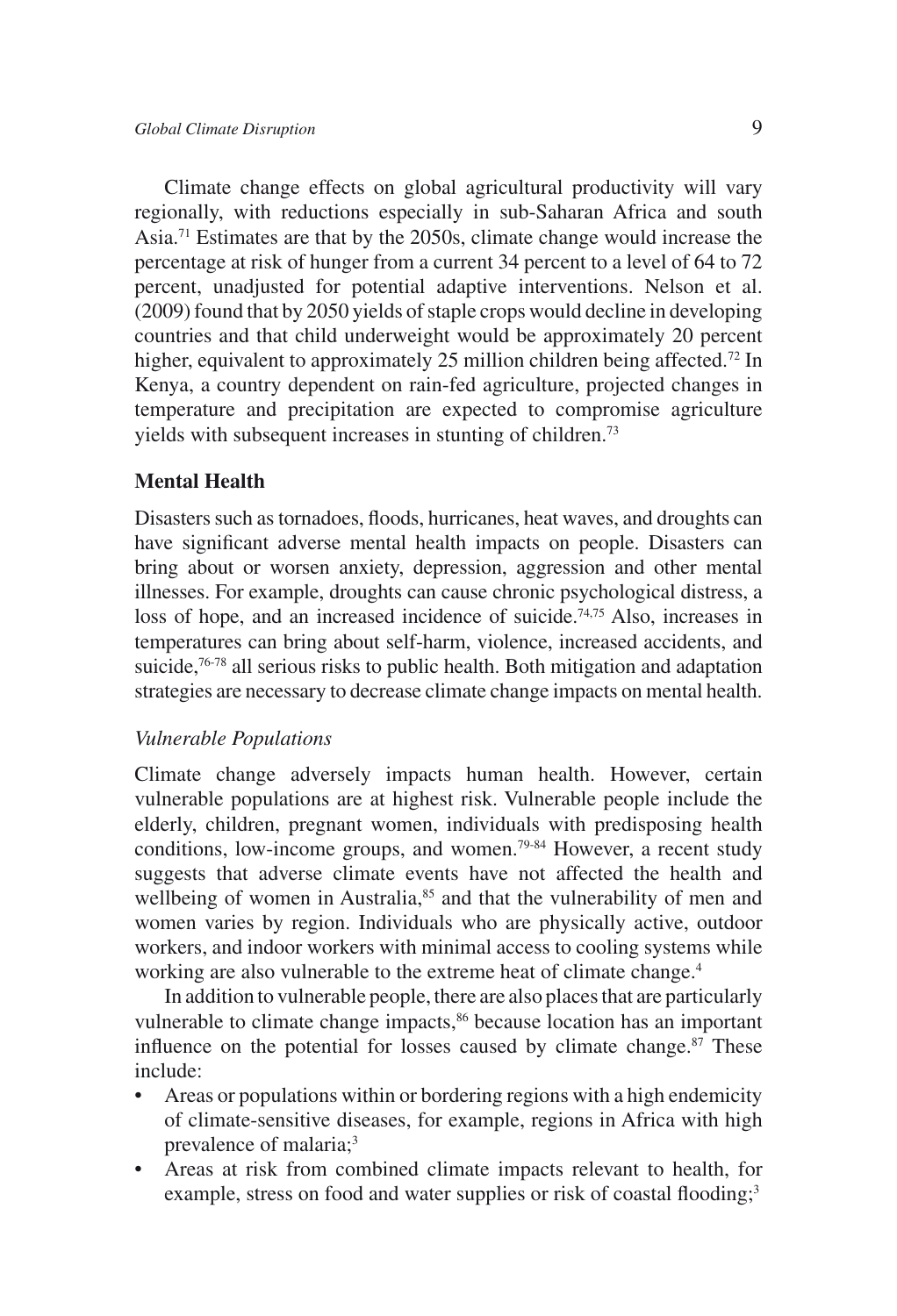Climate change effects on global agricultural productivity will vary regionally, with reductions especially in sub-Saharan Africa and south Asia.[71] Estimates are that by the 2050s, climate change would increase the percentage at risk of hunger from a current 34 percent to a level of 64 to 72 percent, unadjusted for potential adaptive interventions. Nelson et al. (2009) found that by 2050 yields of staple crops would decline in developing countries and that child underweight would be approximately 20 percent higher, equivalent to approximately 25 million children being affected.[72] In Kenya, a country dependent on rain-fed agriculture, projected changes in temperature and precipitation are expected to compromise agriculture yields with subsequent increases in stunting of children.[73]

## Mental Health

Disasters such as tornadoes, floods, hurricanes, heat waves, and droughts can have significant adverse mental health impacts on people. Disasters can bring about or worsen anxiety, depression, aggression and other mental illnesses. For example, droughts can cause chronic psychological distress, a loss of hope, and an increased incidence of suicide.[74,75] Also, increases in temperatures can bring about self-harm, violence, increased accidents, and suicide,[76-78] all serious risks to public health. Both mitigation and adaptation strategies are necessary to decrease climate change impacts on mental health.

### *Vulnerable Populations*

Climate change adversely impacts human health. However, certain vulnerable populations are at highest risk. Vulnerable people include the elderly, children, pregnant women, individuals with predisposing health conditions, low-income groups, and women.[79-84] However, a recent study suggests that adverse climate events have not affected the health and wellbeing of women in Australia,[85] and that the vulnerability of men and women varies by region. Individuals who are physically active, outdoor workers, and indoor workers with minimal access to cooling systems while working are also vulnerable to the extreme heat of climate change.[4]

In addition to vulnerable people, there are also places that are particularly vulnerable to climate change impacts,[86] because location has an important influence on the potential for losses caused by climate change.[87] These include:

- Areas or populations within or bordering regions with a high endemicity of climate-sensitive diseases, for example, regions in Africa with high prevalence of malaria;[3]
- Areas at risk from combined climate impacts relevant to health, for example, stress on food and water supplies or risk of coastal flooding;[3]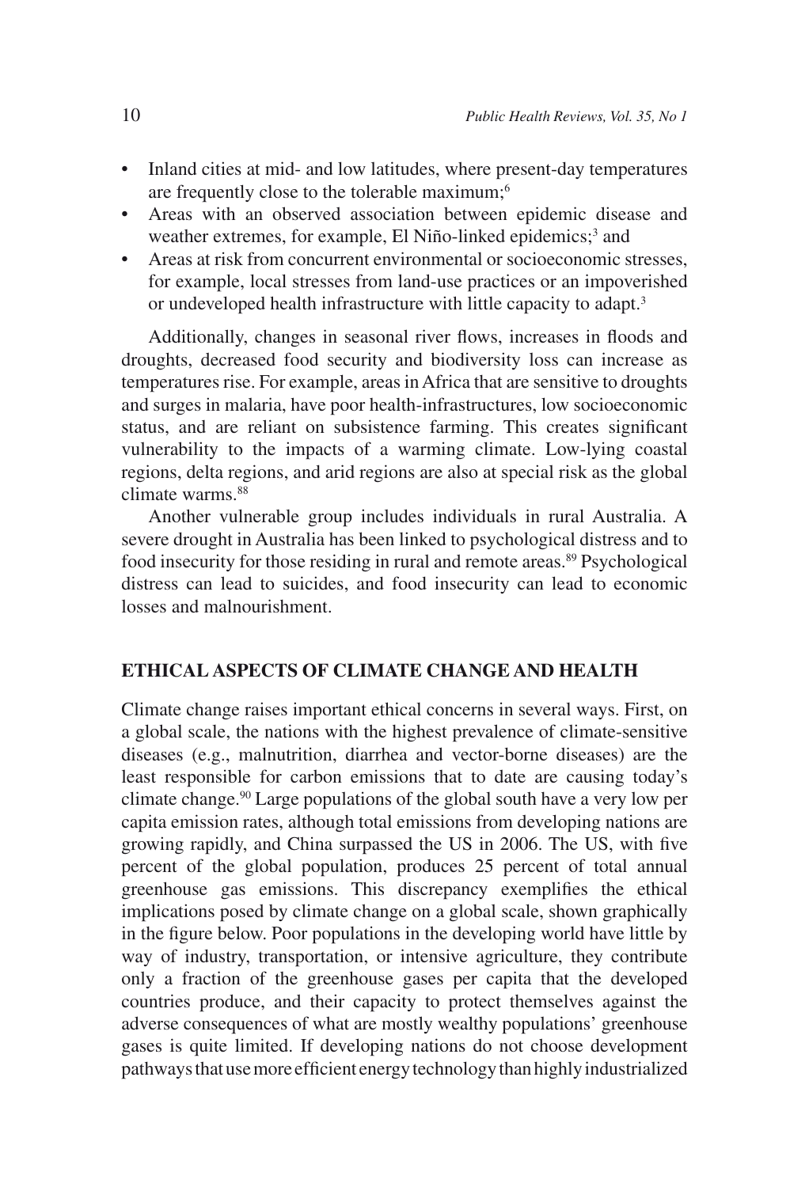- Inland cities at mid- and low latitudes, where present-day temperatures are frequently close to the tolerable maximum;[6]
- Areas with an observed association between epidemic disease and weather extremes, for example, El Niño-linked epidemics;[3] and
- Areas at risk from concurrent environmental or socioeconomic stresses, for example, local stresses from land-use practices or an impoverished or undeveloped health infrastructure with little capacity to adapt.[3]

Additionally, changes in seasonal river flows, increases in floods and droughts, decreased food security and biodiversity loss can increase as temperatures rise. For example, areas in Africa that are sensitive to droughts and surges in malaria, have poor health-infrastructures, low socioeconomic status, and are reliant on subsistence farming. This creates significant vulnerability to the impacts of a warming climate. Low-lying coastal regions, delta regions, and arid regions are also at special risk as the global climate warms.[88]

Another vulnerable group includes individuals in rural Australia. A severe drought in Australia has been linked to psychological distress and to food insecurity for those residing in rural and remote areas.[89] Psychological distress can lead to suicides, and food insecurity can lead to economic losses and malnourishment.

## ETHICAL ASPECTS OF CLIMATE CHANGE AND HEALTH

Climate change raises important ethical concerns in several ways. First, on a global scale, the nations with the highest prevalence of climate-sensitive diseases (e.g., malnutrition, diarrhea and vector-borne diseases) are the least responsible for carbon emissions that to date are causing today's climate change.[90] Large populations of the global south have a very low per capita emission rates, although total emissions from developing nations are growing rapidly, and China surpassed the US in 2006. The US, with five percent of the global population, produces 25 percent of total annual greenhouse gas emissions. This discrepancy exemplifies the ethical implications posed by climate change on a global scale, shown graphically in the figure below. Poor populations in the developing world have little by way of industry, transportation, or intensive agriculture, they contribute only a fraction of the greenhouse gases per capita that the developed countries produce, and their capacity to protect themselves against the adverse consequences of what are mostly wealthy populations' greenhouse gases is quite limited. If developing nations do not choose development pathways that use more efficient energy technology than highly industrialized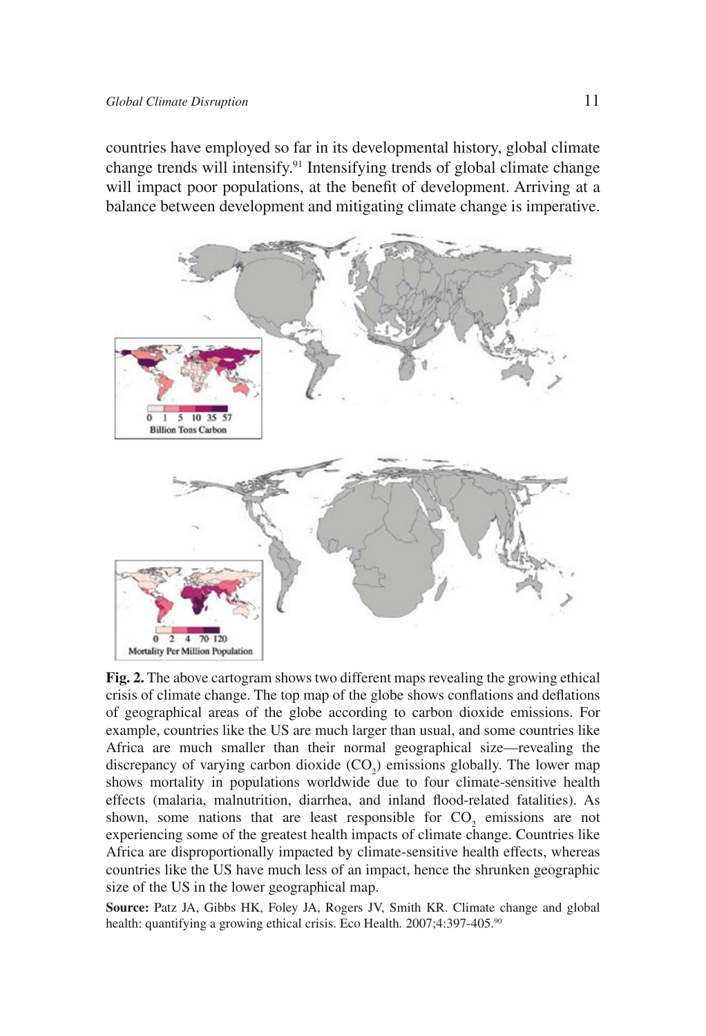countries have employed so far in its developmental history, global climate change trends will intensify.[91] Intensifying trends of global climate change will impact poor populations, at the benefit of development. Arriving at a balance between development and mitigating climate change is imperative.

**Fig. 2.** The above cartogram shows two different maps revealing the growing ethical crisis of climate change. The top map of the globe shows conflations and deflations of geographical areas of the globe according to carbon dioxide emissions. For example, countries like the US are much larger than usual, and some countries like Africa are much smaller than their normal geographical size—revealing the discrepancy of varying carbon dioxide ($CO_2$) emissions globally. The lower map shows mortality in populations worldwide due to four climate-sensitive health effects (malaria, malnutrition, diarrhea, and inland flood-related fatalities). As shown, some nations that are least responsible for $CO_2$ emissions are not experiencing some of the greatest health impacts of climate change. Countries like Africa are disproportionally impacted by climate-sensitive health effects, whereas countries like the US have much less of an impact, hence the shrunken geographic size of the US in the lower geographical map.

**Source:** Patz JA, Gibbs HK, Foley JA, Rogers JV, Smith KR. Climate change and global health: quantifying a growing ethical crisis. Eco Health. 2007;4:397-405.[90]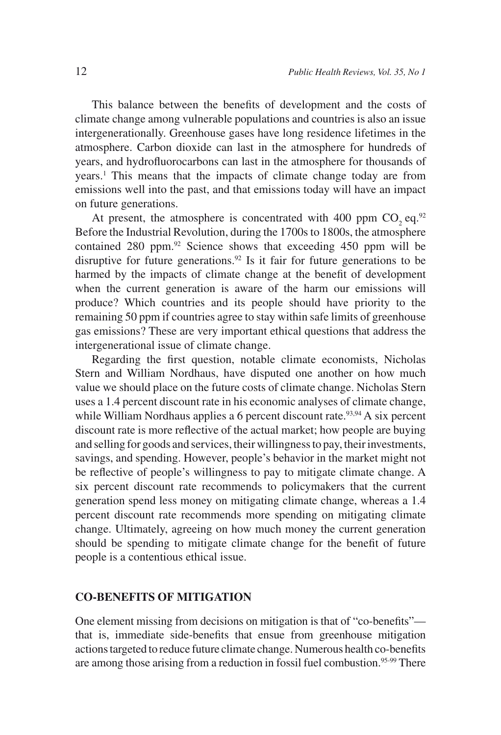This balance between the benefits of development and the costs of climate change among vulnerable populations and countries is also an issue intergenerationally. Greenhouse gases have long residence lifetimes in the atmosphere. Carbon dioxide can last in the atmosphere for hundreds of years, and hydrofluorocarbons can last in the atmosphere for thousands of years.[1] This means that the impacts of climate change today are from emissions well into the past, and that emissions today will have an impact on future generations.

At present, the atmosphere is concentrated with 400 ppm $CO_2$ eq.[92] Before the Industrial Revolution, during the 1700s to 1800s, the atmosphere contained 280 ppm.[92] Science shows that exceeding 450 ppm will be disruptive for future generations.[92] Is it fair for future generations to be harmed by the impacts of climate change at the benefit of development when the current generation is aware of the harm our emissions will produce? Which countries and its people should have priority to the remaining 50 ppm if countries agree to stay within safe limits of greenhouse gas emissions? These are very important ethical questions that address the intergenerational issue of climate change.

Regarding the first question, notable climate economists, Nicholas Stern and William Nordhaus, have disputed one another on how much value we should place on the future costs of climate change. Nicholas Stern uses a 1.4 percent discount rate in his economic analyses of climate change, while William Nordhaus applies a 6 percent discount rate.[93,94] A six percent discount rate is more reflective of the actual market; how people are buying and selling for goods and services, their willingness to pay, their investments, savings, and spending. However, people's behavior in the market might not be reflective of people's willingness to pay to mitigate climate change. A six percent discount rate recommends to policymakers that the current generation spend less money on mitigating climate change, whereas a 1.4 percent discount rate recommends more spending on mitigating climate change. Ultimately, agreeing on how much money the current generation should be spending to mitigate climate change for the benefit of future people is a contentious ethical issue.

## CO-BENEFITS OF MITIGATION

One element missing from decisions on mitigation is that of "co-benefits"—that is, immediate side-benefits that ensue from greenhouse mitigation actions targeted to reduce future climate change. Numerous health co-benefits are among those arising from a reduction in fossil fuel combustion.[95-99] There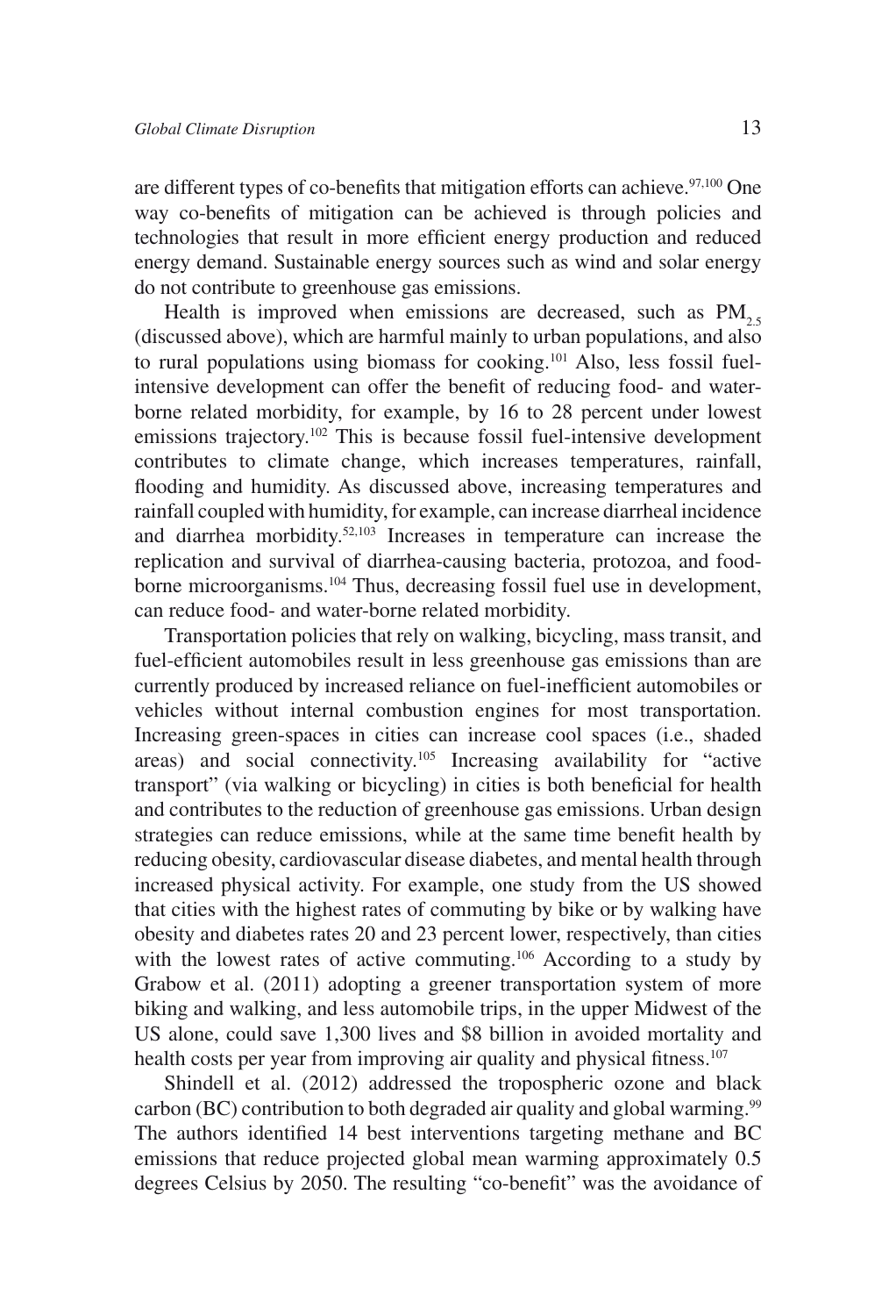are different types of co-benefits that mitigation efforts can achieve.[97,100] One way co-benefits of mitigation can be achieved is through policies and technologies that result in more efficient energy production and reduced energy demand. Sustainable energy sources such as wind and solar energy do not contribute to greenhouse gas emissions.

Health is improved when emissions are decreased, such as $PM_{2.5}$ (discussed above), which are harmful mainly to urban populations, and also to rural populations using biomass for cooking.[101] Also, less fossil fuel-intensive development can offer the benefit of reducing food- and water-borne related morbidity, for example, by 16 to 28 percent under lowest emissions trajectory.[102] This is because fossil fuel-intensive development contributes to climate change, which increases temperatures, rainfall, flooding and humidity. As discussed above, increasing temperatures and rainfall coupled with humidity, for example, can increase diarrheal incidence and diarrhea morbidity.[52,103] Increases in temperature can increase the replication and survival of diarrhea-causing bacteria, protozoa, and food-borne microorganisms.[104] Thus, decreasing fossil fuel use in development, can reduce food- and water-borne related morbidity.

Transportation policies that rely on walking, bicycling, mass transit, and fuel-efficient automobiles result in less greenhouse gas emissions than are currently produced by increased reliance on fuel-inefficient automobiles or vehicles without internal combustion engines for most transportation. Increasing green-spaces in cities can increase cool spaces (i.e., shaded areas) and social connectivity.[105] Increasing availability for "active transport" (via walking or bicycling) in cities is both beneficial for health and contributes to the reduction of greenhouse gas emissions. Urban design strategies can reduce emissions, while at the same time benefit health by reducing obesity, cardiovascular disease diabetes, and mental health through increased physical activity. For example, one study from the US showed that cities with the highest rates of commuting by bike or by walking have obesity and diabetes rates 20 and 23 percent lower, respectively, than cities with the lowest rates of active commuting.[106] According to a study by Grabow et al. (2011) adopting a greener transportation system of more biking and walking, and less automobile trips, in the upper Midwest of the US alone, could save 1,300 lives and $8 billion in avoided mortality and health costs per year from improving air quality and physical fitness.[107]

Shindell et al. (2012) addressed the tropospheric ozone and black carbon (BC) contribution to both degraded air quality and global warming.[99] The authors identified 14 best interventions targeting methane and BC emissions that reduce projected global mean warming approximately 0.5 degrees Celsius by 2050. The resulting "co-benefit" was the avoidance of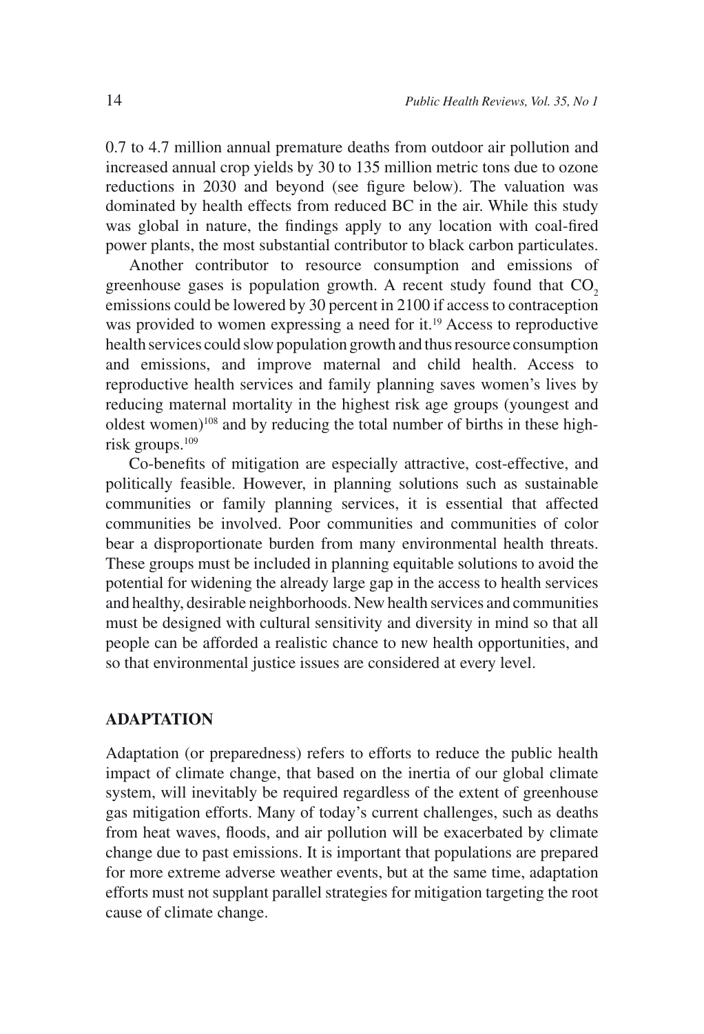0.7 to 4.7 million annual premature deaths from outdoor air pollution and increased annual crop yields by 30 to 135 million metric tons due to ozone reductions in 2030 and beyond (see figure below). The valuation was dominated by health effects from reduced BC in the air. While this study was global in nature, the findings apply to any location with coal-fired power plants, the most substantial contributor to black carbon particulates.

Another contributor to resource consumption and emissions of greenhouse gases is population growth. A recent study found that $CO_2$ emissions could be lowered by 30 percent in 2100 if access to contraception was provided to women expressing a need for it.[19] Access to reproductive health services could slow population growth and thus resource consumption and emissions, and improve maternal and child health. Access to reproductive health services and family planning saves women's lives by reducing maternal mortality in the highest risk age groups (youngest and oldest women)[108] and by reducing the total number of births in these high-risk groups.[109]

Co-benefits of mitigation are especially attractive, cost-effective, and politically feasible. However, in planning solutions such as sustainable communities or family planning services, it is essential that affected communities be involved. Poor communities and communities of color bear a disproportionate burden from many environmental health threats. These groups must be included in planning equitable solutions to avoid the potential for widening the already large gap in the access to health services and healthy, desirable neighborhoods. New health services and communities must be designed with cultural sensitivity and diversity in mind so that all people can be afforded a realistic chance to new health opportunities, and so that environmental justice issues are considered at every level.

## ADAPTATION

Adaptation (or preparedness) refers to efforts to reduce the public health impact of climate change, that based on the inertia of our global climate system, will inevitably be required regardless of the extent of greenhouse gas mitigation efforts. Many of today's current challenges, such as deaths from heat waves, floods, and air pollution will be exacerbated by climate change due to past emissions. It is important that populations are prepared for more extreme adverse weather events, but at the same time, adaptation efforts must not supplant parallel strategies for mitigation targeting the root cause of climate change.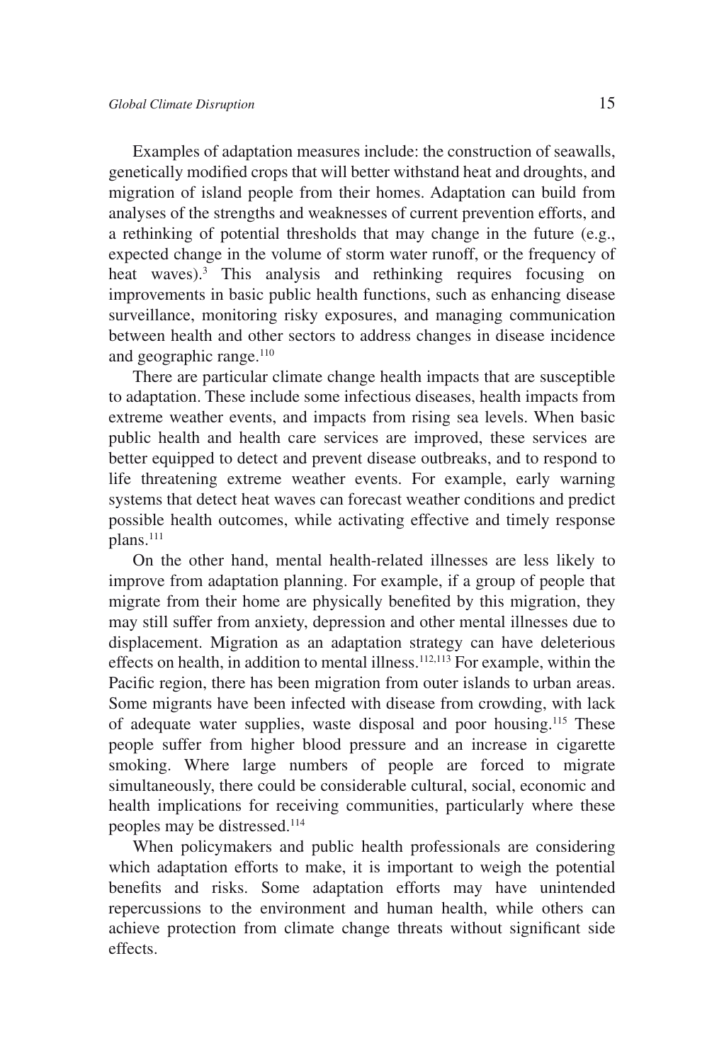Examples of adaptation measures include: the construction of seawalls, genetically modified crops that will better withstand heat and droughts, and migration of island people from their homes. Adaptation can build from analyses of the strengths and weaknesses of current prevention efforts, and a rethinking of potential thresholds that may change in the future (e.g., expected change in the volume of storm water runoff, or the frequency of heat waves).[3] This analysis and rethinking requires focusing on improvements in basic public health functions, such as enhancing disease surveillance, monitoring risky exposures, and managing communication between health and other sectors to address changes in disease incidence and geographic range.[110]

There are particular climate change health impacts that are susceptible to adaptation. These include some infectious diseases, health impacts from extreme weather events, and impacts from rising sea levels. When basic public health and health care services are improved, these services are better equipped to detect and prevent disease outbreaks, and to respond to life threatening extreme weather events. For example, early warning systems that detect heat waves can forecast weather conditions and predict possible health outcomes, while activating effective and timely response plans.[111]

On the other hand, mental health-related illnesses are less likely to improve from adaptation planning. For example, if a group of people that migrate from their home are physically benefited by this migration, they may still suffer from anxiety, depression and other mental illnesses due to displacement. Migration as an adaptation strategy can have deleterious effects on health, in addition to mental illness.[112,113] For example, within the Pacific region, there has been migration from outer islands to urban areas. Some migrants have been infected with disease from crowding, with lack of adequate water supplies, waste disposal and poor housing.[115] These people suffer from higher blood pressure and an increase in cigarette smoking. Where large numbers of people are forced to migrate simultaneously, there could be considerable cultural, social, economic and health implications for receiving communities, particularly where these peoples may be distressed.[114]

When policymakers and public health professionals are considering which adaptation efforts to make, it is important to weigh the potential benefits and risks. Some adaptation efforts may have unintended repercussions to the environment and human health, while others can achieve protection from climate change threats without significant side effects.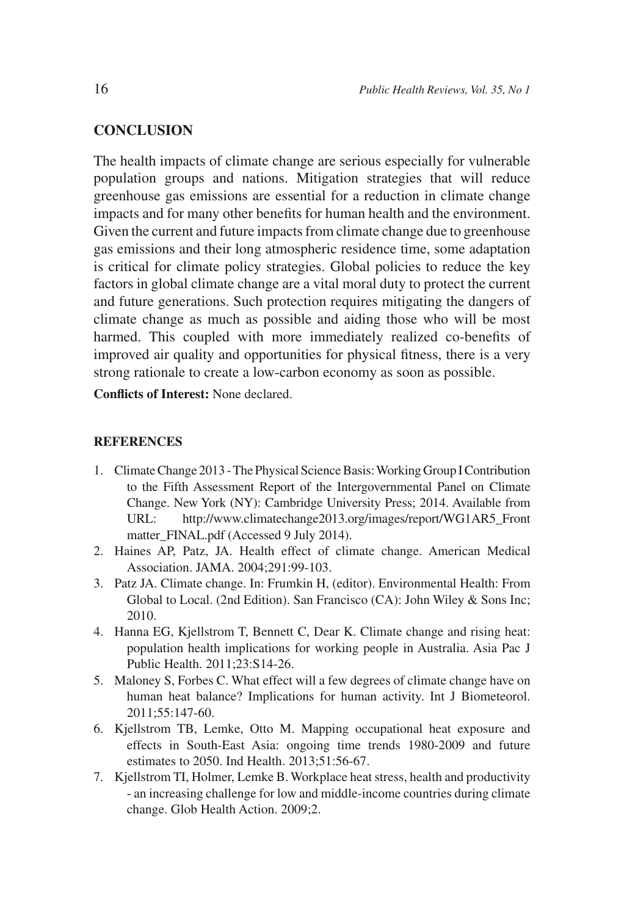## CONCLUSION

The health impacts of climate change are serious especially for vulnerable population groups and nations. Mitigation strategies that will reduce greenhouse gas emissions are essential for a reduction in climate change impacts and for many other benefits for human health and the environment. Given the current and future impacts from climate change due to greenhouse gas emissions and their long atmospheric residence time, some adaptation is critical for climate policy strategies. Global policies to reduce the key factors in global climate change are a vital moral duty to protect the current and future generations. Such protection requires mitigating the dangers of climate change as much as possible and aiding those who will be most harmed. This coupled with more immediately realized co-benefits of improved air quality and opportunities for physical fitness, there is a very strong rationale to create a low-carbon economy as soon as possible.

**Conflicts of Interest:** None declared.

### REFERENCES

1. Climate Change 2013 - The Physical Science Basis: Working Group I Contribution to the Fifth Assessment Report of the Intergovernmental Panel on Climate Change. New York (NY): Cambridge University Press; 2014. Available from URL: http://www.climatechange2013.org/images/report/WG1AR5_Frontmatter_FINAL.pdf (Accessed 9 July 2014).
2. Haines AP, Patz, JA. Health effect of climate change. American Medical Association. JAMA. 2004;291:99-103.
3. Patz JA. Climate change. In: Frumkin H, (editor). Environmental Health: From Global to Local. (2nd Edition). San Francisco (CA): John Wiley & Sons Inc; 2010.
4. Hanna EG, Kjellstrom T, Bennett C, Dear K. Climate change and rising heat: population health implications for working people in Australia. Asia Pac J Public Health. 2011;23:S14-26.
5. Maloney S, Forbes C. What effect will a few degrees of climate change have on human heat balance? Implications for human activity. Int J Biometeorol. 2011;55:147-60.
6. Kjellstrom TB, Lemke, Otto M. Mapping occupational heat exposure and effects in South-East Asia: ongoing time trends 1980-2009 and future estimates to 2050. Ind Health. 2013;51:56-67.
7. Kjellstrom TI, Holmer, Lemke B. Workplace heat stress, health and productivity - an increasing challenge for low and middle-income countries during climate change. Glob Health Action. 2009;2.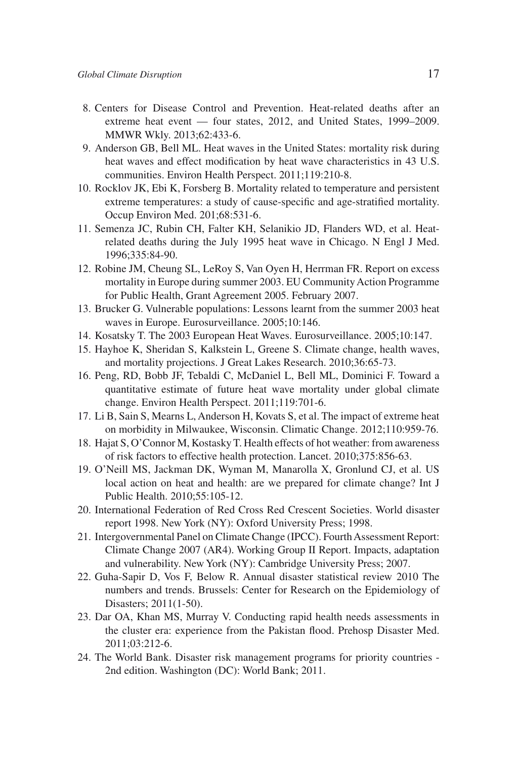8. Centers for Disease Control and Prevention. Heat-related deaths after an extreme heat event — four states, 2012, and United States, 1999–2009. MMWR Wkly. 2013;62:433-6.
9. Anderson GB, Bell ML. Heat waves in the United States: mortality risk during heat waves and effect modification by heat wave characteristics in 43 U.S. communities. Environ Health Perspect. 2011;119:210-8.
10. Rocklov JK, Ebi K, Forsberg B. Mortality related to temperature and persistent extreme temperatures: a study of cause-specific and age-stratified mortality. Occup Environ Med. 201;68:531-6.
11. Semenza JC, Rubin CH, Falter KH, Selanikio JD, Flanders WD, et al. Heat-related deaths during the July 1995 heat wave in Chicago. N Engl J Med. 1996;335:84-90.
12. Robine JM, Cheung SL, LeRoy S, Van Oyen H, Herrman FR. Report on excess mortality in Europe during summer 2003. EU Community Action Programme for Public Health, Grant Agreement 2005. February 2007.
13. Brucker G. Vulnerable populations: Lessons learnt from the summer 2003 heat waves in Europe. Eurosurveillance. 2005;10:146.
14. Kosatsky T. The 2003 European Heat Waves. Eurosurveillance. 2005;10:147.
15. Hayhoe K, Sheridan S, Kalkstein L, Greene S. Climate change, health waves, and mortality projections. J Great Lakes Research. 2010;36:65-73.
16. Peng, RD, Bobb JF, Tebaldi C, McDaniel L, Bell ML, Dominici F. Toward a quantitative estimate of future heat wave mortality under global climate change. Environ Health Perspect. 2011;119:701-6.
17. Li B, Sain S, Mearns L, Anderson H, Kovats S, et al. The impact of extreme heat on morbidity in Milwaukee, Wisconsin. Climatic Change. 2012;110:959-76.
18. Hajat S, O'Connor M, Kostasky T. Health effects of hot weather: from awareness of risk factors to effective health protection. Lancet. 2010;375:856-63.
19. O'Neill MS, Jackman DK, Wyman M, Manarolla X, Gronlund CJ, et al. US local action on heat and health: are we prepared for climate change? Int J Public Health. 2010;55:105-12.
20. International Federation of Red Cross Red Crescent Societies. World disaster report 1998. New York (NY): Oxford University Press; 1998.
21. Intergovernmental Panel on Climate Change (IPCC). Fourth Assessment Report: Climate Change 2007 (AR4). Working Group II Report. Impacts, adaptation and vulnerability. New York (NY): Cambridge University Press; 2007.
22. Guha-Sapir D, Vos F, Below R. Annual disaster statistical review 2010 The numbers and trends. Brussels: Center for Research on the Epidemiology of Disasters; 2011(1-50).
23. Dar OA, Khan MS, Murray V. Conducting rapid health needs assessments in the cluster era: experience from the Pakistan flood. Prehosp Disaster Med. 2011;03:212-6.
24. The World Bank. Disaster risk management programs for priority countries - 2nd edition. Washington (DC): World Bank; 2011.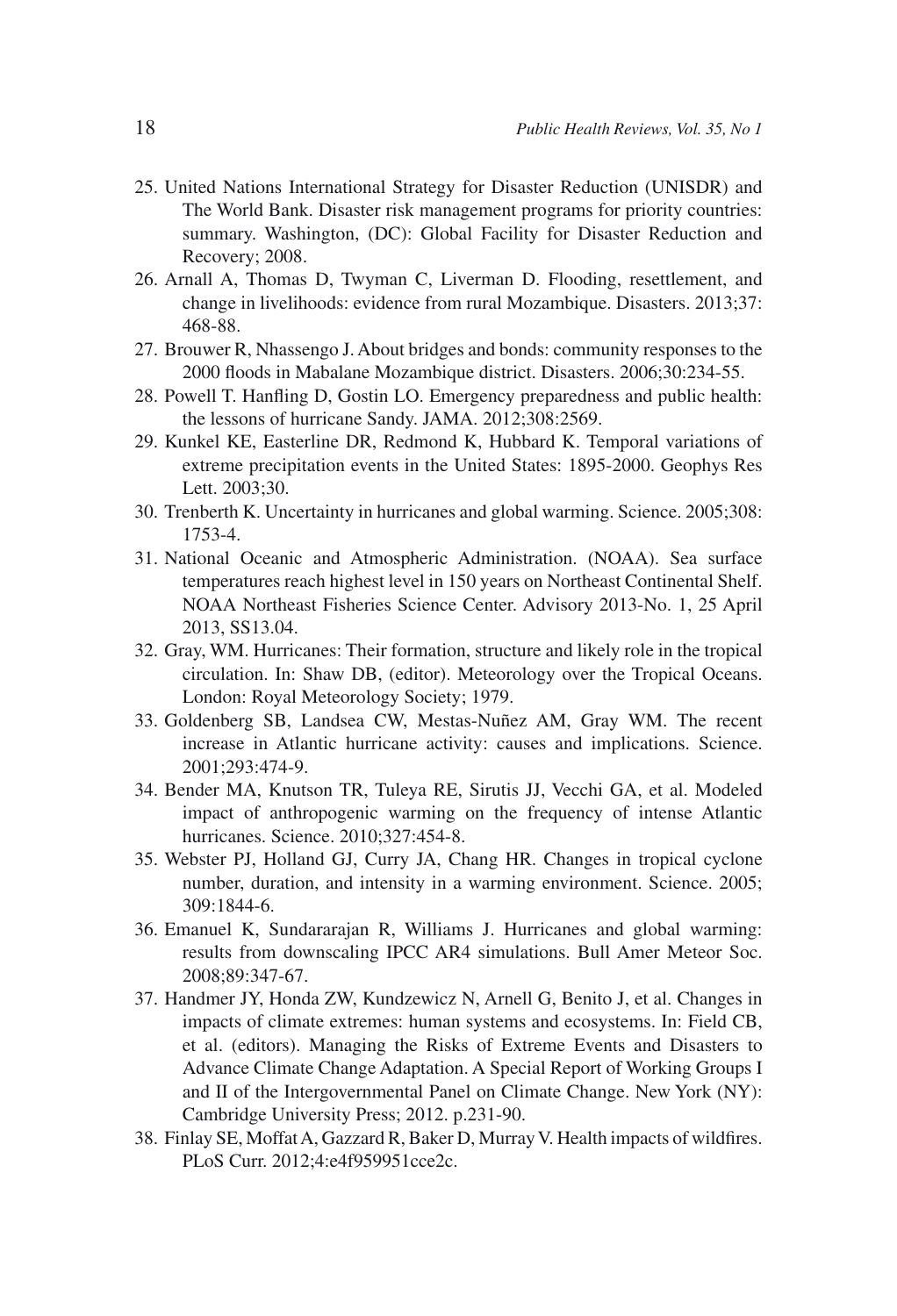25. United Nations International Strategy for Disaster Reduction (UNISDR) and The World Bank. Disaster risk management programs for priority countries: summary. Washington, (DC): Global Facility for Disaster Reduction and Recovery; 2008.
26. Arnall A, Thomas D, Twyman C, Liverman D. Flooding, resettlement, and change in livelihoods: evidence from rural Mozambique. Disasters. 2013;37: 468-88.
27. Brouwer R, Nhassengo J. About bridges and bonds: community responses to the 2000 floods in Mabalane Mozambique district. Disasters. 2006;30:234-55.
28. Powell T. Hanfling D, Gostin LO. Emergency preparedness and public health: the lessons of hurricane Sandy. JAMA. 2012;308:2569.
29. Kunkel KE, Easterline DR, Redmond K, Hubbard K. Temporal variations of extreme precipitation events in the United States: 1895-2000. Geophys Res Lett. 2003;30.
30. Trenberth K. Uncertainty in hurricanes and global warming. Science. 2005;308: 1753-4.
31. National Oceanic and Atmospheric Administration. (NOAA). Sea surface temperatures reach highest level in 150 years on Northeast Continental Shelf. NOAA Northeast Fisheries Science Center. Advisory 2013-No. 1, 25 April 2013, SS13.04.
32. Gray, WM. Hurricanes: Their formation, structure and likely role in the tropical circulation. In: Shaw DB, (editor). Meteorology over the Tropical Oceans. London: Royal Meteorology Society; 1979.
33. Goldenberg SB, Landsea CW, Mestas-Nuñez AM, Gray WM. The recent increase in Atlantic hurricane activity: causes and implications. Science. 2001;293:474-9.
34. Bender MA, Knutson TR, Tuleya RE, Sirutis JJ, Vecchi GA, et al. Modeled impact of anthropogenic warming on the frequency of intense Atlantic hurricanes. Science. 2010;327:454-8.
35. Webster PJ, Holland GJ, Curry JA, Chang HR. Changes in tropical cyclone number, duration, and intensity in a warming environment. Science. 2005; 309:1844-6.
36. Emanuel K, Sundararajan R, Williams J. Hurricanes and global warming: results from downscaling IPCC AR4 simulations. Bull Amer Meteor Soc. 2008;89:347-67.
37. Handmer JY, Honda ZW, Kundzewicz N, Arnell G, Benito J, et al. Changes in impacts of climate extremes: human systems and ecosystems. In: Field CB, et al. (editors). Managing the Risks of Extreme Events and Disasters to Advance Climate Change Adaptation. A Special Report of Working Groups I and II of the Intergovernmental Panel on Climate Change. New York (NY): Cambridge University Press; 2012. p.231-90.
38. Finlay SE, Moffat A, Gazzard R, Baker D, Murray V. Health impacts of wildfires. PLoS Curr. 2012;4:e4f959951cce2c.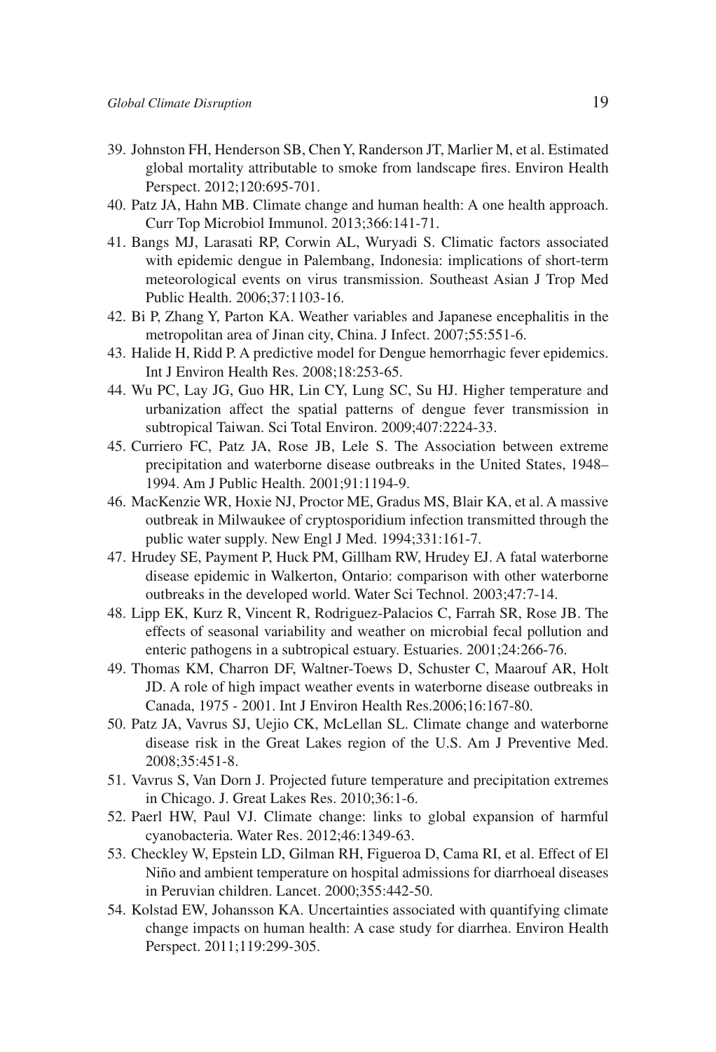39. Johnston FH, Henderson SB, Chen Y, Randerson JT, Marlier M, et al. Estimated global mortality attributable to smoke from landscape fires. Environ Health Perspect. 2012;120:695-701.
40. Patz JA, Hahn MB. Climate change and human health: A one health approach. Curr Top Microbiol Immunol. 2013;366:141-71.
41. Bangs MJ, Larasati RP, Corwin AL, Wuryadi S. Climatic factors associated with epidemic dengue in Palembang, Indonesia: implications of short-term meteorological events on virus transmission. Southeast Asian J Trop Med Public Health. 2006;37:1103-16.
42. Bi P, Zhang Y, Parton KA. Weather variables and Japanese encephalitis in the metropolitan area of Jinan city, China. J Infect. 2007;55:551-6.
43. Halide H, Ridd P. A predictive model for Dengue hemorrhagic fever epidemics. Int J Environ Health Res. 2008;18:253-65.
44. Wu PC, Lay JG, Guo HR, Lin CY, Lung SC, Su HJ. Higher temperature and urbanization affect the spatial patterns of dengue fever transmission in subtropical Taiwan. Sci Total Environ. 2009;407:2224-33.
45. Curriero FC, Patz JA, Rose JB, Lele S. The Association between extreme precipitation and waterborne disease outbreaks in the United States, 1948–1994. Am J Public Health. 2001;91:1194-9.
46. MacKenzie WR, Hoxie NJ, Proctor ME, Gradus MS, Blair KA, et al. A massive outbreak in Milwaukee of cryptosporidium infection transmitted through the public water supply. New Engl J Med. 1994;331:161-7.
47. Hrudey SE, Payment P, Huck PM, Gillham RW, Hrudey EJ. A fatal waterborne disease epidemic in Walkerton, Ontario: comparison with other waterborne outbreaks in the developed world. Water Sci Technol. 2003;47:7-14.
48. Lipp EK, Kurz R, Vincent R, Rodriguez-Palacios C, Farrah SR, Rose JB. The effects of seasonal variability and weather on microbial fecal pollution and enteric pathogens in a subtropical estuary. Estuaries. 2001;24:266-76.
49. Thomas KM, Charron DF, Waltner-Toews D, Schuster C, Maarouf AR, Holt JD. A role of high impact weather events in waterborne disease outbreaks in Canada, 1975 - 2001. Int J Environ Health Res.2006;16:167-80.
50. Patz JA, Vavrus SJ, Uejio CK, McLellan SL. Climate change and waterborne disease risk in the Great Lakes region of the U.S. Am J Preventive Med. 2008;35:451-8.
51. Vavrus S, Van Dorn J. Projected future temperature and precipitation extremes in Chicago. J. Great Lakes Res. 2010;36:1-6.
52. Paerl HW, Paul VJ. Climate change: links to global expansion of harmful cyanobacteria. Water Res. 2012;46:1349-63.
53. Checkley W, Epstein LD, Gilman RH, Figueroa D, Cama RI, et al. Effect of El Niño and ambient temperature on hospital admissions for diarrhoeal diseases in Peruvian children. Lancet. 2000;355:442-50.
54. Kolstad EW, Johansson KA. Uncertainties associated with quantifying climate change impacts on human health: A case study for diarrhea. Environ Health Perspect. 2011;119:299-305.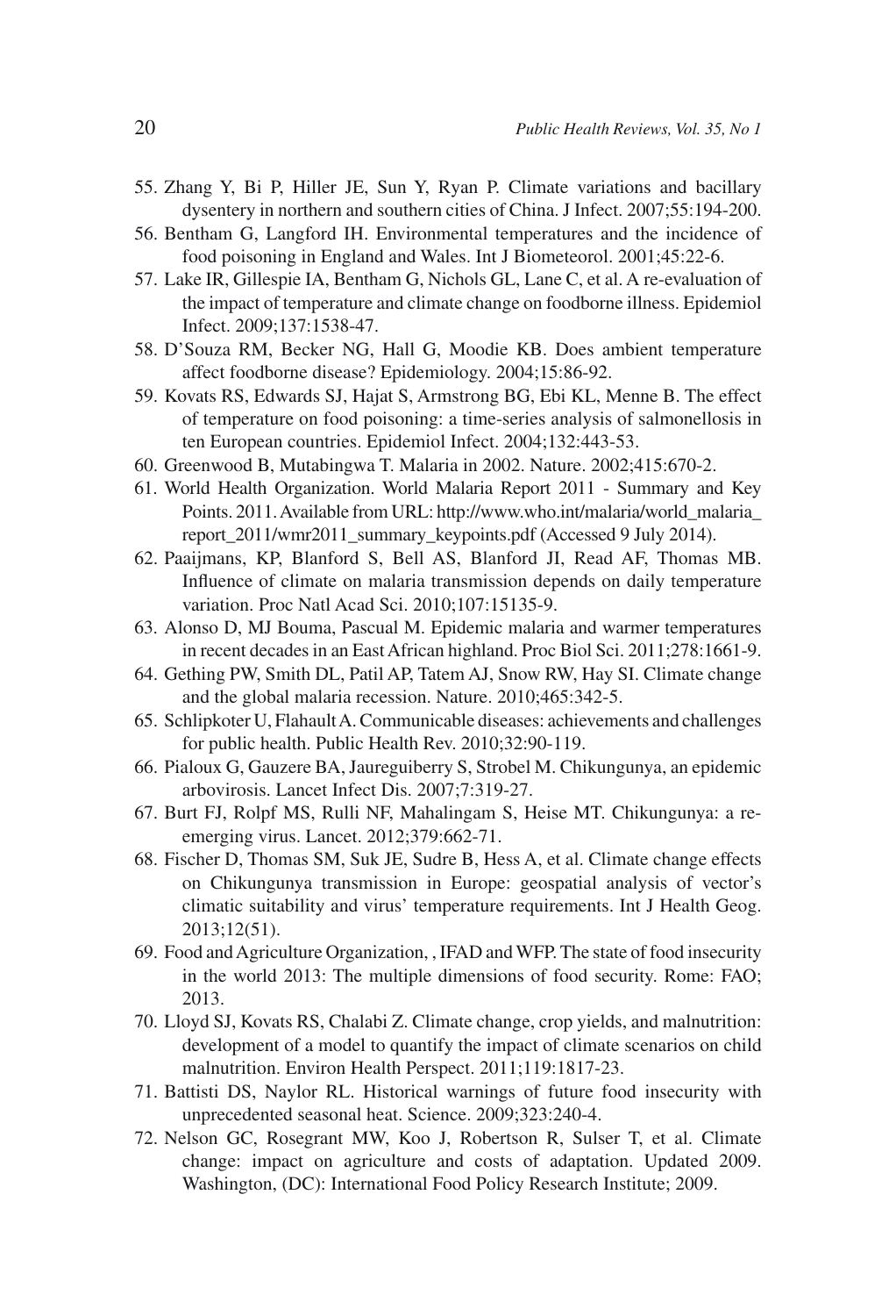55. Zhang Y, Bi P, Hiller JE, Sun Y, Ryan P. Climate variations and bacillary dysentery in northern and southern cities of China. J Infect. 2007;55:194-200.
56. Bentham G, Langford IH. Environmental temperatures and the incidence of food poisoning in England and Wales. Int J Biometeorol. 2001;45:22-6.
57. Lake IR, Gillespie IA, Bentham G, Nichols GL, Lane C, et al. A re-evaluation of the impact of temperature and climate change on foodborne illness. Epidemiol Infect. 2009;137:1538-47.
58. D'Souza RM, Becker NG, Hall G, Moodie KB. Does ambient temperature affect foodborne disease? Epidemiology. 2004;15:86-92.
59. Kovats RS, Edwards SJ, Hajat S, Armstrong BG, Ebi KL, Menne B. The effect of temperature on food poisoning: a time-series analysis of salmonellosis in ten European countries. Epidemiol Infect. 2004;132:443-53.
60. Greenwood B, Mutabingwa T. Malaria in 2002. Nature. 2002;415:670-2.
61. World Health Organization. World Malaria Report 2011 - Summary and Key Points. 2011. Available from URL: http://www.who.int/malaria/world_malaria_report_2011/wmr2011_summary_keypoints.pdf (Accessed 9 July 2014).
62. Paaijmans, KP, Blanford S, Bell AS, Blanford JI, Read AF, Thomas MB. Influence of climate on malaria transmission depends on daily temperature variation. Proc Natl Acad Sci. 2010;107:15135-9.
63. Alonso D, MJ Bouma, Pascual M. Epidemic malaria and warmer temperatures in recent decades in an East African highland. Proc Biol Sci. 2011;278:1661-9.
64. Gething PW, Smith DL, Patil AP, Tatem AJ, Snow RW, Hay SI. Climate change and the global malaria recession. Nature. 2010;465:342-5.
65. Schlipkoter U, Flahault A. Communicable diseases: achievements and challenges for public health. Public Health Rev. 2010;32:90-119.
66. Pialoux G, Gauzere BA, Jaureguiberry S, Strobel M. Chikungunya, an epidemic arbovirosis. Lancet Infect Dis. 2007;7:319-27.
67. Burt FJ, Rolpf MS, Rulli NF, Mahalingam S, Heise MT. Chikungunya: a re-emerging virus. Lancet. 2012;379:662-71.
68. Fischer D, Thomas SM, Suk JE, Sudre B, Hess A, et al. Climate change effects on Chikungunya transmission in Europe: geospatial analysis of vector's climatic suitability and virus' temperature requirements. Int J Health Geog. 2013;12(51).
69. Food and Agriculture Organization, , IFAD and WFP. The state of food insecurity in the world 2013: The multiple dimensions of food security. Rome: FAO; 2013.
70. Lloyd SJ, Kovats RS, Chalabi Z. Climate change, crop yields, and malnutrition: development of a model to quantify the impact of climate scenarios on child malnutrition. Environ Health Perspect. 2011;119:1817-23.
71. Battisti DS, Naylor RL. Historical warnings of future food insecurity with unprecedented seasonal heat. Science. 2009;323:240-4.
72. Nelson GC, Rosegrant MW, Koo J, Robertson R, Sulser T, et al. Climate change: impact on agriculture and costs of adaptation. Updated 2009. Washington, (DC): International Food Policy Research Institute; 2009.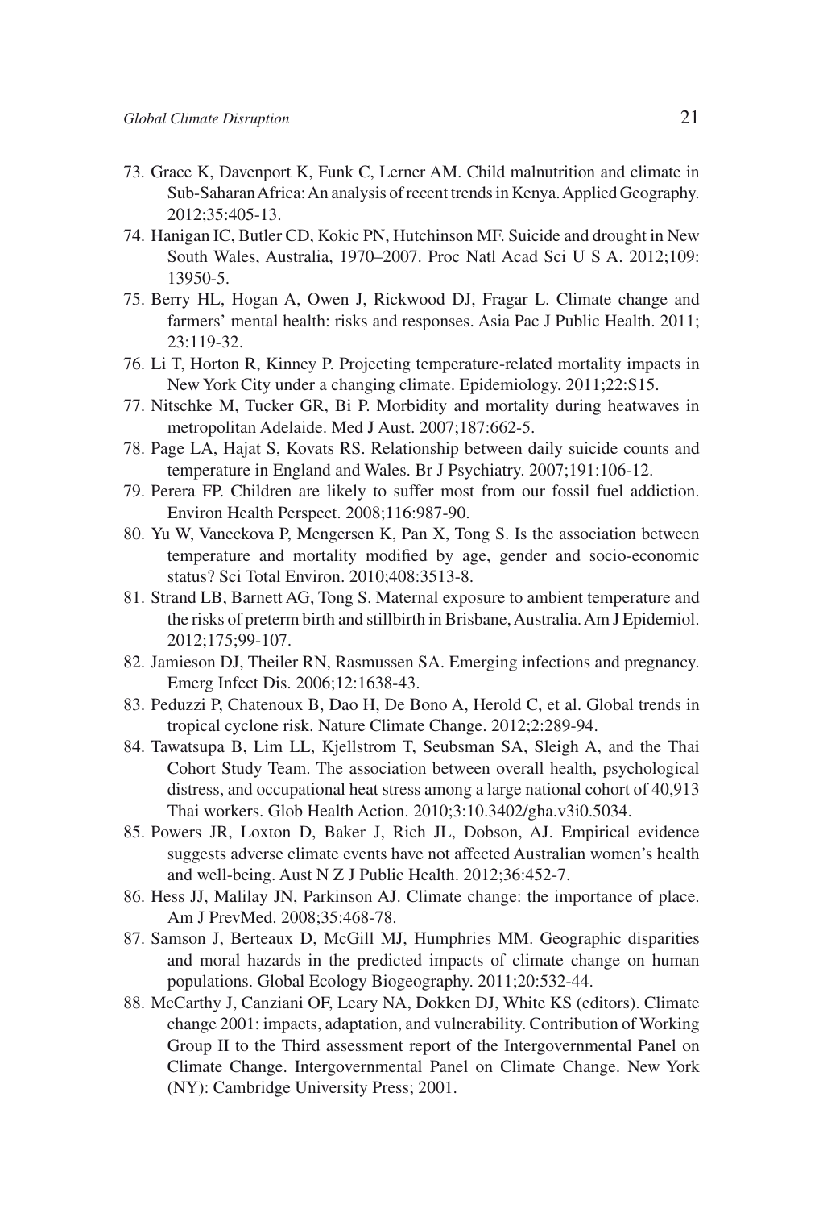73. Grace K, Davenport K, Funk C, Lerner AM. Child malnutrition and climate in Sub-Saharan Africa: An analysis of recent trends in Kenya. Applied Geography. 2012;35:405-13.
74. Hanigan IC, Butler CD, Kokic PN, Hutchinson MF. Suicide and drought in New South Wales, Australia, 1970–2007. Proc Natl Acad Sci U S A. 2012;109: 13950-5.
75. Berry HL, Hogan A, Owen J, Rickwood DJ, Fragar L. Climate change and farmers' mental health: risks and responses. Asia Pac J Public Health. 2011; 23:119-32.
76. Li T, Horton R, Kinney P. Projecting temperature-related mortality impacts in New York City under a changing climate. Epidemiology. 2011;22:S15.
77. Nitschke M, Tucker GR, Bi P. Morbidity and mortality during heatwaves in metropolitan Adelaide. Med J Aust. 2007;187:662-5.
78. Page LA, Hajat S, Kovats RS. Relationship between daily suicide counts and temperature in England and Wales. Br J Psychiatry. 2007;191:106-12.
79. Perera FP. Children are likely to suffer most from our fossil fuel addiction. Environ Health Perspect. 2008;116:987-90.
80. Yu W, Vaneckova P, Mengersen K, Pan X, Tong S. Is the association between temperature and mortality modified by age, gender and socio-economic status? Sci Total Environ. 2010;408:3513-8.
81. Strand LB, Barnett AG, Tong S. Maternal exposure to ambient temperature and the risks of preterm birth and stillbirth in Brisbane, Australia. Am J Epidemiol. 2012;175;99-107.
82. Jamieson DJ, Theiler RN, Rasmussen SA. Emerging infections and pregnancy. Emerg Infect Dis. 2006;12:1638-43.
83. Peduzzi P, Chatenoux B, Dao H, De Bono A, Herold C, et al. Global trends in tropical cyclone risk. Nature Climate Change. 2012;2:289-94.
84. Tawatsupa B, Lim LL, Kjellstrom T, Seubsman SA, Sleigh A, and the Thai Cohort Study Team. The association between overall health, psychological distress, and occupational heat stress among a large national cohort of 40,913 Thai workers. Glob Health Action. 2010;3:10.3402/gha.v3i0.5034.
85. Powers JR, Loxton D, Baker J, Rich JL, Dobson, AJ. Empirical evidence suggests adverse climate events have not affected Australian women's health and well-being. Aust N Z J Public Health. 2012;36:452-7.
86. Hess JJ, Malilay JN, Parkinson AJ. Climate change: the importance of place. Am J PrevMed. 2008;35:468-78.
87. Samson J, Berteaux D, McGill MJ, Humphries MM. Geographic disparities and moral hazards in the predicted impacts of climate change on human populations. Global Ecology Biogeography. 2011;20:532-44.
88. McCarthy J, Canziani OF, Leary NA, Dokken DJ, White KS (editors). Climate change 2001: impacts, adaptation, and vulnerability. Contribution of Working Group II to the Third assessment report of the Intergovernmental Panel on Climate Change. Intergovernmental Panel on Climate Change. New York (NY): Cambridge University Press; 2001.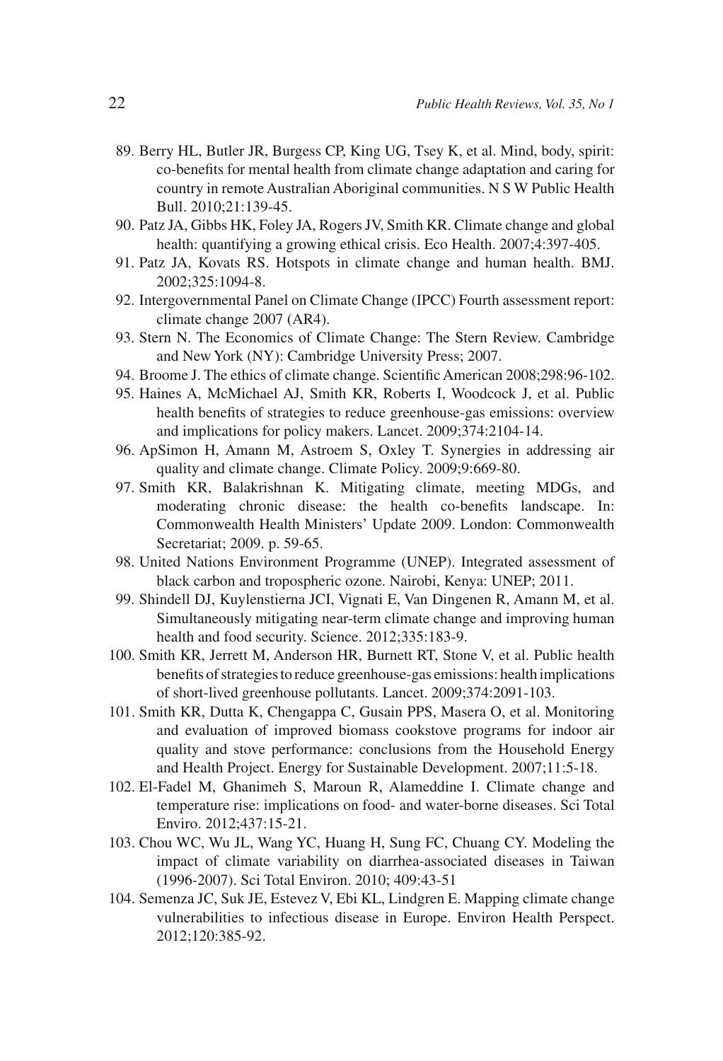89. Berry HL, Butler JR, Burgess CP, King UG, Tsey K, et al. Mind, body, spirit: co-benefits for mental health from climate change adaptation and caring for country in remote Australian Aboriginal communities. N S W Public Health Bull. 2010;21:139-45.
90. Patz JA, Gibbs HK, Foley JA, Rogers JV, Smith KR. Climate change and global health: quantifying a growing ethical crisis. Eco Health. 2007;4:397-405.
91. Patz JA, Kovats RS. Hotspots in climate change and human health. BMJ. 2002;325:1094-8.
92. Intergovernmental Panel on Climate Change (IPCC) Fourth assessment report: climate change 2007 (AR4).
93. Stern N. The Economics of Climate Change: The Stern Review. Cambridge and New York (NY): Cambridge University Press; 2007.
94. Broome J. The ethics of climate change. Scientific American 2008;298:96-102.
95. Haines A, McMichael AJ, Smith KR, Roberts I, Woodcock J, et al. Public health benefits of strategies to reduce greenhouse-gas emissions: overview and implications for policy makers. Lancet. 2009;374:2104-14.
96. ApSimon H, Amann M, Astroem S, Oxley T. Synergies in addressing air quality and climate change. Climate Policy. 2009;9:669-80.
97. Smith KR, Balakrishnan K. Mitigating climate, meeting MDGs, and moderating chronic disease: the health co-benefits landscape. In: Commonwealth Health Ministers' Update 2009. London: Commonwealth Secretariat; 2009. p. 59-65.
98. United Nations Environment Programme (UNEP). Integrated assessment of black carbon and tropospheric ozone. Nairobi, Kenya: UNEP; 2011.
99. Shindell DJ, Kuylenstierna JCI, Vignati E, Van Dingenen R, Amann M, et al. Simultaneously mitigating near-term climate change and improving human health and food security. Science. 2012;335:183-9.
100. Smith KR, Jerrett M, Anderson HR, Burnett RT, Stone V, et al. Public health benefits of strategies to reduce greenhouse-gas emissions: health implications of short-lived greenhouse pollutants. Lancet. 2009;374:2091-103.
101. Smith KR, Dutta K, Chengappa C, Gusain PPS, Masera O, et al. Monitoring and evaluation of improved biomass cookstove programs for indoor air quality and stove performance: conclusions from the Household Energy and Health Project. Energy for Sustainable Development. 2007;11:5-18.
102. El-Fadel M, Ghanimeh S, Maroun R, Alameddine I. Climate change and temperature rise: implications on food- and water-borne diseases. Sci Total Enviro. 2012;437:15-21.
103. Chou WC, Wu JL, Wang YC, Huang H, Sung FC, Chuang CY. Modeling the impact of climate variability on diarrhea-associated diseases in Taiwan (1996-2007). Sci Total Environ. 2010; 409:43-51
104. Semenza JC, Suk JE, Estevez V, Ebi KL, Lindgren E. Mapping climate change vulnerabilities to infectious disease in Europe. Environ Health Perspect. 2012;120:385-92.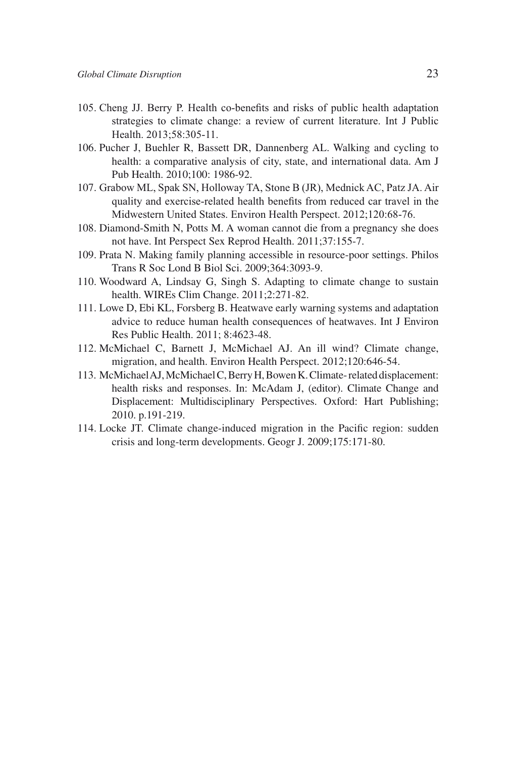105. Cheng JJ. Berry P. Health co-benefits and risks of public health adaptation strategies to climate change: a review of current literature. Int J Public Health. 2013;58:305-11.
106. Pucher J, Buehler R, Bassett DR, Dannenberg AL. Walking and cycling to health: a comparative analysis of city, state, and international data. Am J Pub Health. 2010;100: 1986-92.
107. Grabow ML, Spak SN, Holloway TA, Stone B (JR), Mednick AC, Patz JA. Air quality and exercise-related health benefits from reduced car travel in the Midwestern United States. Environ Health Perspect. 2012;120:68-76.
108. Diamond-Smith N, Potts M. A woman cannot die from a pregnancy she does not have. Int Perspect Sex Reprod Health. 2011;37:155-7.
109. Prata N. Making family planning accessible in resource-poor settings. Philos Trans R Soc Lond B Biol Sci. 2009;364:3093-9.
110. Woodward A, Lindsay G, Singh S. Adapting to climate change to sustain health. WIREs Clim Change. 2011;2:271-82.
111. Lowe D, Ebi KL, Forsberg B. Heatwave early warning systems and adaptation advice to reduce human health consequences of heatwaves. Int J Environ Res Public Health. 2011; 8:4623-48.
112. McMichael C, Barnett J, McMichael AJ. An ill wind? Climate change, migration, and health. Environ Health Perspect. 2012;120:646-54.
113. McMichael AJ, McMichael C, Berry H, Bowen K. Climate- related displacement: health risks and responses. In: McAdam J, (editor). Climate Change and Displacement: Multidisciplinary Perspectives. Oxford: Hart Publishing; 2010. p.191-219.
114. Locke JT. Climate change-induced migration in the Pacific region: sudden crisis and long-term developments. Geogr J. 2009;175:171-80.